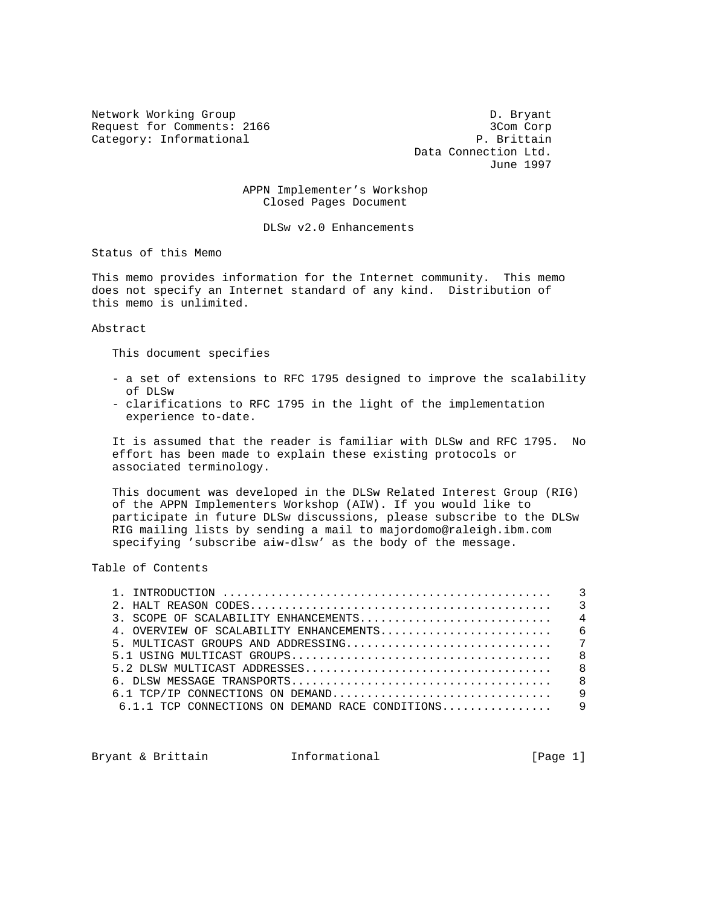Network Working Group D. Bryant
Request for Comments: 2166 3Com Corp
Category: Informational P. Brittain
Data Connection Ltd.
June 1997

# APPN Implementer's Workshop Closed Pages Document

## DLSw v2.0 Enhancements

### Status of this Memo

This memo provides information for the Internet community. This memo does not specify an Internet standard of any kind. Distribution of this memo is unlimited.

### Abstract

This document specifies

- a set of extensions to RFC 1795 designed to improve the scalability of DLSw
- clarifications to RFC 1795 in the light of the implementation experience to-date.

It is assumed that the reader is familiar with DLSw and RFC 1795. No effort has been made to explain these existing protocols or associated terminology.

This document was developed in the DLSw Related Interest Group (RIG) of the APPN Implementers Workshop (AIW). If you would like to participate in future DLSw discussions, please subscribe to the DLSw RIG mailing lists by sending a mail to majordomo@raleigh.ibm.com specifying 'subscribe aiw-dlsw' as the body of the message.

### Table of Contents

```
1. INTRODUCTION ...............................................    3
2. HALT REASON CODES...........................................    3
3. SCOPE OF SCALABILITY ENHANCEMENTS...........................    4
4. OVERVIEW OF SCALABILITY ENHANCEMENTS........................    6
5. MULTICAST GROUPS AND ADDRESSING.............................    7
5.1 USING MULTICAST GROUPS.....................................    8
5.2 DLSW MULTICAST ADDRESSES...................................    8
6. DLSW MESSAGE TRANSPORTS.....................................    8
6.1 TCP/IP CONNECTIONS ON DEMAND...............................    9
 6.1.1 TCP CONNECTIONS ON DEMAND RACE CONDITIONS...............    9
```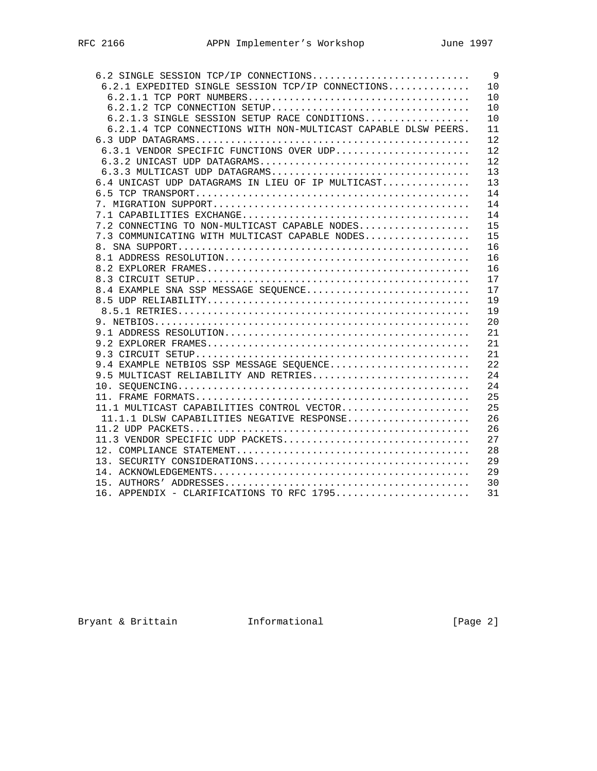```
   6.2 SINGLE SESSION TCP/IP CONNECTIONS..........................   9
    6.2.1 EXPEDITED SINGLE SESSION TCP/IP CONNECTIONS.............  10
     6.2.1.1 TCP PORT NUMBERS.....................................  10
     6.2.1.2 TCP CONNECTION SETUP.................................  10
     6.2.1.3 SINGLE SESSION SETUP RACE CONDITIONS.................  10
     6.2.1.4 TCP CONNECTIONS WITH NON-MULTICAST CAPABLE DLSW PEERS.  11
   6.3 UDP DATAGRAMS..............................................  12
    6.3.1 VENDOR SPECIFIC FUNCTIONS OVER UDP......................  12
    6.3.2 UNICAST UDP DATAGRAMS...................................  12
    6.3.3 MULTICAST UDP DATAGRAMS.................................  13
   6.4 UNICAST UDP DATAGRAMS IN LIEU OF IP MULTICAST..............  13
   6.5 TCP TRANSPORT..............................................  14
   7. MIGRATION SUPPORT...........................................  14
   7.1 CAPABILITIES EXCHANGE......................................  14
   7.2 CONNECTING TO NON-MULTICAST CAPABLE NODES..................  15
   7.3 COMMUNICATING WITH MULTICAST CAPABLE NODES.................  15
   8. SNA SUPPORT.................................................  16
   8.1 ADDRESS RESOLUTION.........................................  16
   8.2 EXPLORER FRAMES............................................  16
   8.3 CIRCUIT SETUP..............................................  17
   8.4 EXAMPLE SNA SSP MESSAGE SEQUENCE...........................  17
   8.5 UDP RELIABILITY............................................  19
    8.5.1 RETRIES.................................................  19
   9. NETBIOS.....................................................  20
   9.1 ADDRESS RESOLUTION.........................................  21
   9.2 EXPLORER FRAMES............................................  21
   9.3 CIRCUIT SETUP..............................................  21
   9.4 EXAMPLE NETBIOS SSP MESSAGE SEQUENCE.......................  22
   9.5 MULTICAST RELIABILITY AND RETRIES..........................  24
   10. SEQUENCING.................................................  24
   11. FRAME FORMATS..............................................  25
   11.1 MULTICAST CAPABILITIES CONTROL VECTOR.....................  25
    11.1.1 DLSW CAPABILITIES NEGATIVE RESPONSE....................  26
   11.2 UDP PACKETS...............................................  26
   11.3 VENDOR SPECIFIC UDP PACKETS...............................  27
   12. COMPLIANCE STATEMENT.......................................  28
   13. SECURITY CONSIDERATIONS....................................  29
   14. ACKNOWLEDGEMENTS...........................................  29
   15. AUTHORS' ADDRESSES.........................................  30
   16. APPENDIX - CLARIFICATIONS TO RFC 1795......................  31
```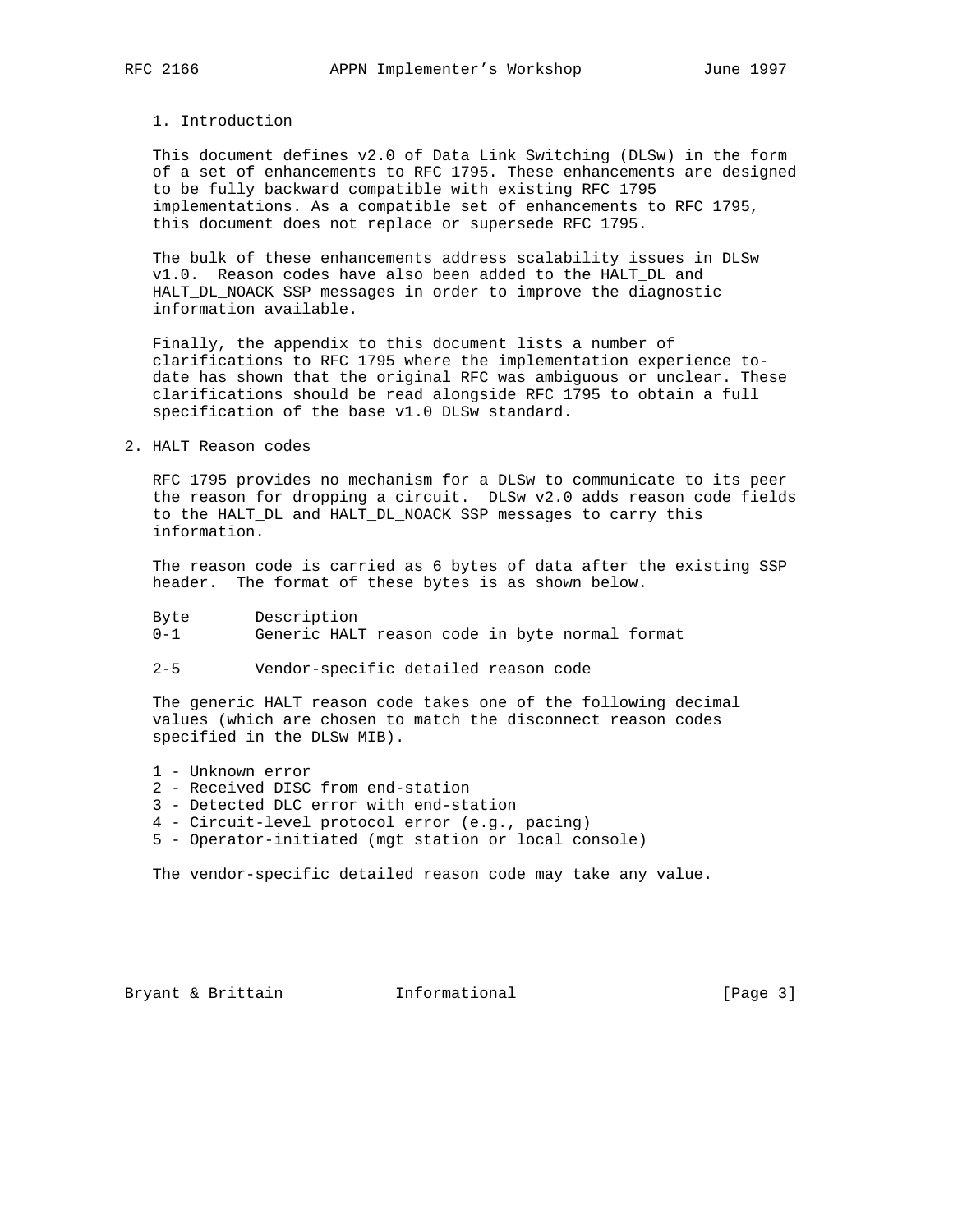## 1. Introduction

This document defines v2.0 of Data Link Switching (DLSw) in the form of a set of enhancements to RFC 1795. These enhancements are designed to be fully backward compatible with existing RFC 1795 implementations. As a compatible set of enhancements to RFC 1795, this document does not replace or supersede RFC 1795.

The bulk of these enhancements address scalability issues in DLSw v1.0. Reason codes have also been added to the HALT_DL and HALT_DL_NOACK SSP messages in order to improve the diagnostic information available.

Finally, the appendix to this document lists a number of clarifications to RFC 1795 where the implementation experience to-date has shown that the original RFC was ambiguous or unclear. These clarifications should be read alongside RFC 1795 to obtain a full specification of the base v1.0 DLSw standard.

## 2. HALT Reason codes

RFC 1795 provides no mechanism for a DLSw to communicate to its peer the reason for dropping a circuit. DLSw v2.0 adds reason code fields to the HALT_DL and HALT_DL_NOACK SSP messages to carry this information.

The reason code is carried as 6 bytes of data after the existing SSP header. The format of these bytes is as shown below.

| Byte | Description |
| --- | --- |
| 0-1 | Generic HALT reason code in byte normal format |
| 2-5 | Vendor-specific detailed reason code |

The generic HALT reason code takes one of the following decimal values (which are chosen to match the disconnect reason codes specified in the DLSw MIB).

1 - Unknown error
2 - Received DISC from end-station
3 - Detected DLC error with end-station
4 - Circuit-level protocol error (e.g., pacing)
5 - Operator-initiated (mgt station or local console)

The vendor-specific detailed reason code may take any value.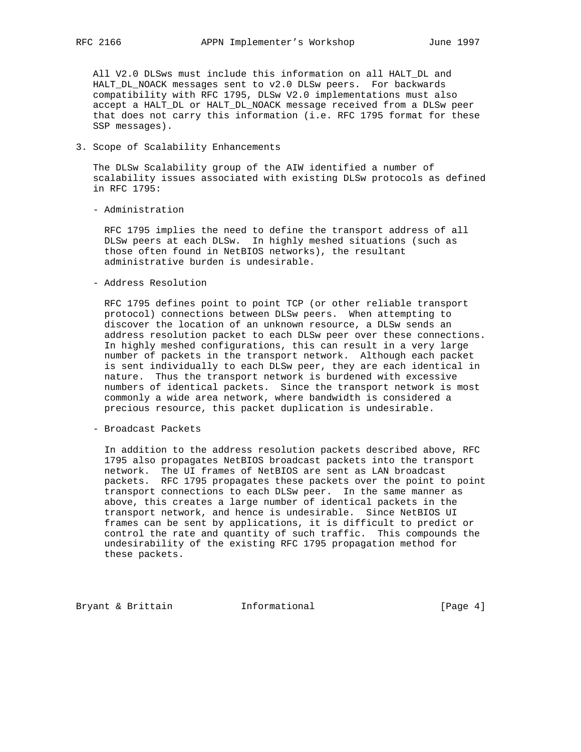All V2.0 DLSws must include this information on all HALT_DL and HALT_DL_NOACK messages sent to v2.0 DLSw peers. For backwards compatibility with RFC 1795, DLSw V2.0 implementations must also accept a HALT_DL or HALT_DL_NOACK message received from a DLSw peer that does not carry this information (i.e. RFC 1795 format for these SSP messages).

## 3. Scope of Scalability Enhancements

The DLSw Scalability group of the AIW identified a number of scalability issues associated with existing DLSw protocols as defined in RFC 1795:

- Administration

  RFC 1795 implies the need to define the transport address of all DLSw peers at each DLSw. In highly meshed situations (such as those often found in NetBIOS networks), the resultant administrative burden is undesirable.

- Address Resolution

  RFC 1795 defines point to point TCP (or other reliable transport protocol) connections between DLSw peers. When attempting to discover the location of an unknown resource, a DLSw sends an address resolution packet to each DLSw peer over these connections. In highly meshed configurations, this can result in a very large number of packets in the transport network. Although each packet is sent individually to each DLSw peer, they are each identical in nature. Thus the transport network is burdened with excessive numbers of identical packets. Since the transport network is most commonly a wide area network, where bandwidth is considered a precious resource, this packet duplication is undesirable.

- Broadcast Packets

  In addition to the address resolution packets described above, RFC 1795 also propagates NetBIOS broadcast packets into the transport network. The UI frames of NetBIOS are sent as LAN broadcast packets. RFC 1795 propagates these packets over the point to point transport connections to each DLSw peer. In the same manner as above, this creates a large number of identical packets in the transport network, and hence is undesirable. Since NetBIOS UI frames can be sent by applications, it is difficult to predict or control the rate and quantity of such traffic. This compounds the undesirability of the existing RFC 1795 propagation method for these packets.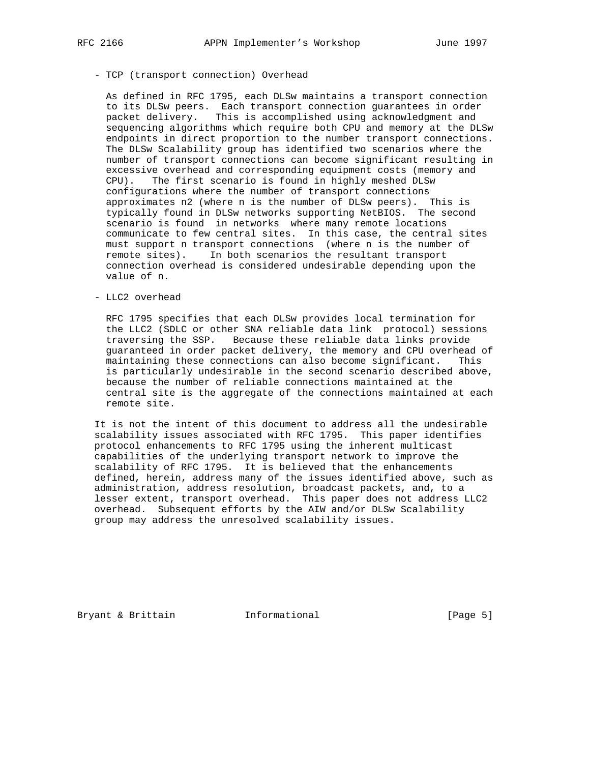- TCP (transport connection) Overhead

  As defined in RFC 1795, each DLSw maintains a transport connection to its DLSw peers. Each transport connection guarantees in order packet delivery. This is accomplished using acknowledgment and sequencing algorithms which require both CPU and memory at the DLSw endpoints in direct proportion to the number transport connections. The DLSw Scalability group has identified two scenarios where the number of transport connections can become significant resulting in excessive overhead and corresponding equipment costs (memory and CPU). The first scenario is found in highly meshed DLSw configurations where the number of transport connections approximates n2 (where n is the number of DLSw peers). This is typically found in DLSw networks supporting NetBIOS. The second scenario is found in networks where many remote locations communicate to few central sites. In this case, the central sites must support n transport connections (where n is the number of remote sites). In both scenarios the resultant transport connection overhead is considered undesirable depending upon the value of n.

- LLC2 overhead

  RFC 1795 specifies that each DLSw provides local termination for the LLC2 (SDLC or other SNA reliable data link protocol) sessions traversing the SSP. Because these reliable data links provide guaranteed in order packet delivery, the memory and CPU overhead of maintaining these connections can also become significant. This is particularly undesirable in the second scenario described above, because the number of reliable connections maintained at the central site is the aggregate of the connections maintained at each remote site.

It is not the intent of this document to address all the undesirable scalability issues associated with RFC 1795. This paper identifies protocol enhancements to RFC 1795 using the inherent multicast capabilities of the underlying transport network to improve the scalability of RFC 1795. It is believed that the enhancements defined, herein, address many of the issues identified above, such as administration, address resolution, broadcast packets, and, to a lesser extent, transport overhead. This paper does not address LLC2 overhead. Subsequent efforts by the AIW and/or DLSw Scalability group may address the unresolved scalability issues.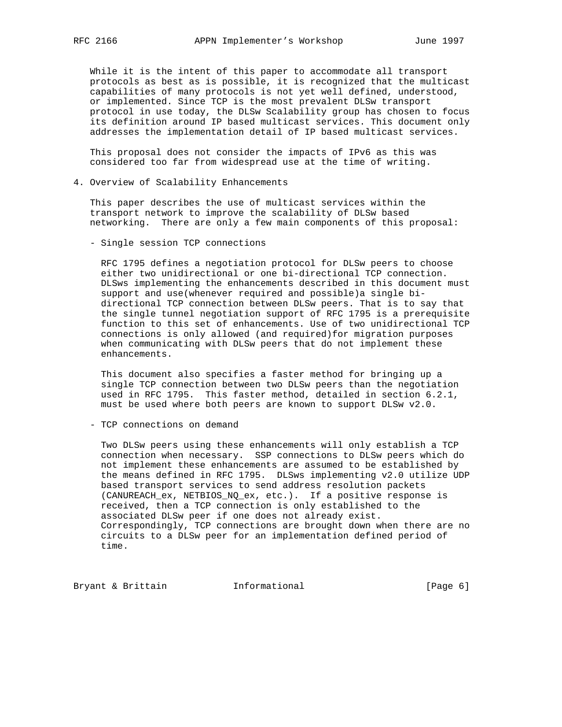While it is the intent of this paper to accommodate all transport protocols as best as is possible, it is recognized that the multicast capabilities of many protocols is not yet well defined, understood, or implemented. Since TCP is the most prevalent DLSw transport protocol in use today, the DLSw Scalability group has chosen to focus its definition around IP based multicast services. This document only addresses the implementation detail of IP based multicast services.

This proposal does not consider the impacts of IPv6 as this was considered too far from widespread use at the time of writing.

## 4. Overview of Scalability Enhancements

This paper describes the use of multicast services within the transport network to improve the scalability of DLSw based networking. There are only a few main components of this proposal:

- Single session TCP connections

  RFC 1795 defines a negotiation protocol for DLSw peers to choose either two unidirectional or one bi-directional TCP connection. DLSws implementing the enhancements described in this document must support and use(whenever required and possible)a single bi-directional TCP connection between DLSw peers. That is to say that the single tunnel negotiation support of RFC 1795 is a prerequisite function to this set of enhancements. Use of two unidirectional TCP connections is only allowed (and required)for migration purposes when communicating with DLSw peers that do not implement these enhancements.

  This document also specifies a faster method for bringing up a single TCP connection between two DLSw peers than the negotiation used in RFC 1795. This faster method, detailed in section 6.2.1, must be used where both peers are known to support DLSw v2.0.

- TCP connections on demand

  Two DLSw peers using these enhancements will only establish a TCP connection when necessary. SSP connections to DLSw peers which do not implement these enhancements are assumed to be established by the means defined in RFC 1795. DLSws implementing v2.0 utilize UDP based transport services to send address resolution packets (CANUREACH_ex, NETBIOS_NQ_ex, etc.). If a positive response is received, then a TCP connection is only established to the associated DLSw peer if one does not already exist. Correspondingly, TCP connections are brought down when there are no circuits to a DLSw peer for an implementation defined period of time.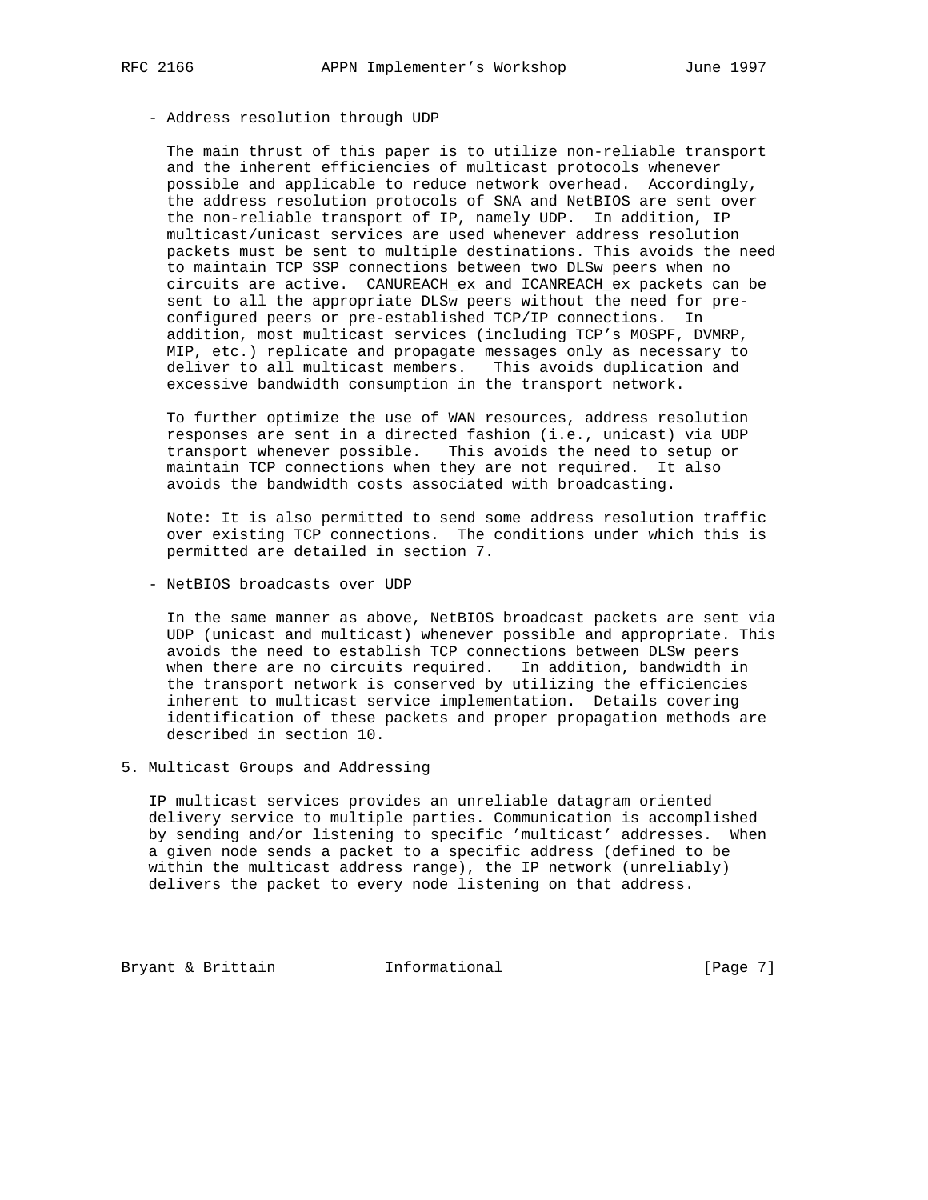- Address resolution through UDP

  The main thrust of this paper is to utilize non-reliable transport and the inherent efficiencies of multicast protocols whenever possible and applicable to reduce network overhead. Accordingly, the address resolution protocols of SNA and NetBIOS are sent over the non-reliable transport of IP, namely UDP. In addition, IP multicast/unicast services are used whenever address resolution packets must be sent to multiple destinations. This avoids the need to maintain TCP SSP connections between two DLSw peers when no circuits are active. CANUREACH_ex and ICANREACH_ex packets can be sent to all the appropriate DLSw peers without the need for pre-configured peers or pre-established TCP/IP connections. In addition, most multicast services (including TCP's MOSPF, DVMRP, MIP, etc.) replicate and propagate messages only as necessary to deliver to all multicast members. This avoids duplication and excessive bandwidth consumption in the transport network.

  To further optimize the use of WAN resources, address resolution responses are sent in a directed fashion (i.e., unicast) via UDP transport whenever possible. This avoids the need to setup or maintain TCP connections when they are not required. It also avoids the bandwidth costs associated with broadcasting.

  Note: It is also permitted to send some address resolution traffic over existing TCP connections. The conditions under which this is permitted are detailed in section 7.

- NetBIOS broadcasts over UDP

  In the same manner as above, NetBIOS broadcast packets are sent via UDP (unicast and multicast) whenever possible and appropriate. This avoids the need to establish TCP connections between DLSw peers when there are no circuits required. In addition, bandwidth in the transport network is conserved by utilizing the efficiencies inherent to multicast service implementation. Details covering identification of these packets and proper propagation methods are described in section 10.

## 5. Multicast Groups and Addressing

IP multicast services provides an unreliable datagram oriented delivery service to multiple parties. Communication is accomplished by sending and/or listening to specific 'multicast' addresses. When a given node sends a packet to a specific address (defined to be within the multicast address range), the IP network (unreliably) delivers the packet to every node listening on that address.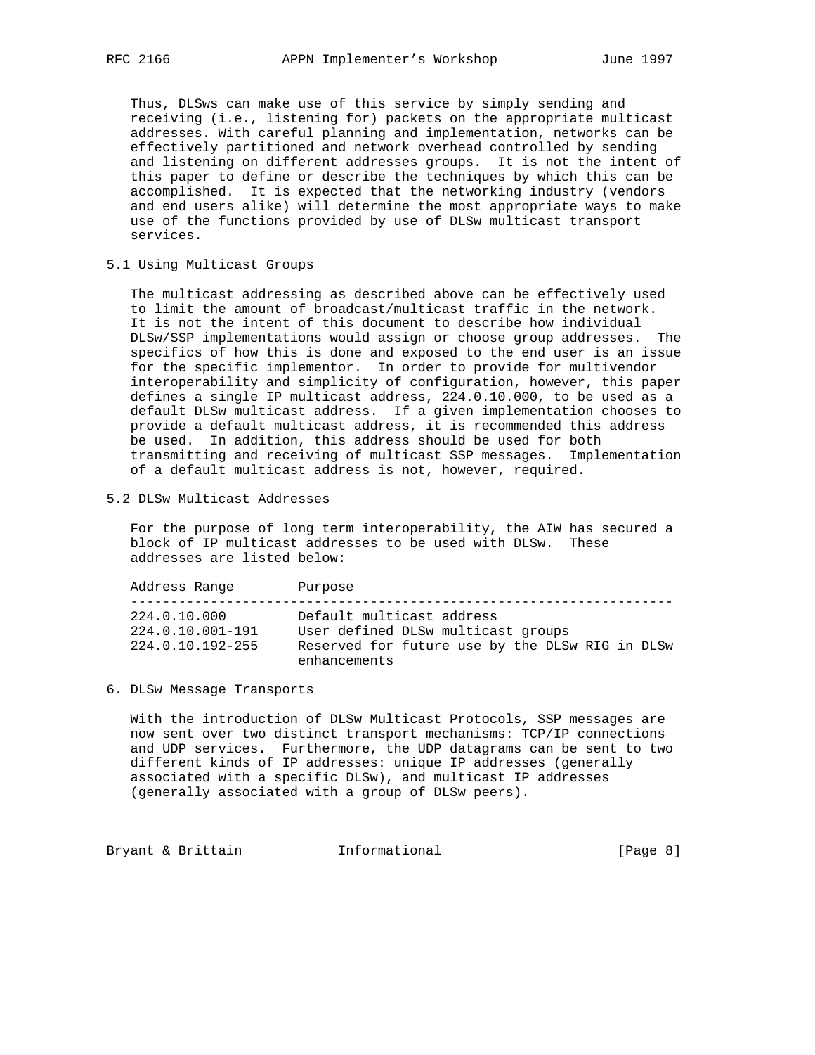Thus, DLSws can make use of this service by simply sending and receiving (i.e., listening for) packets on the appropriate multicast addresses. With careful planning and implementation, networks can be effectively partitioned and network overhead controlled by sending and listening on different addresses groups. It is not the intent of this paper to define or describe the techniques by which this can be accomplished. It is expected that the networking industry (vendors and end users alike) will determine the most appropriate ways to make use of the functions provided by use of DLSw multicast transport services.

## 5.1 Using Multicast Groups

The multicast addressing as described above can be effectively used to limit the amount of broadcast/multicast traffic in the network. It is not the intent of this document to describe how individual DLSw/SSP implementations would assign or choose group addresses. The specifics of how this is done and exposed to the end user is an issue for the specific implementor. In order to provide for multivendor interoperability and simplicity of configuration, however, this paper defines a single IP multicast address, 224.0.10.000, to be used as a default DLSw multicast address. If a given implementation chooses to provide a default multicast address, it is recommended this address be used. In addition, this address should be used for both transmitting and receiving of multicast SSP messages. Implementation of a default multicast address is not, however, required.

## 5.2 DLSw Multicast Addresses

For the purpose of long term interoperability, the AIW has secured a block of IP multicast addresses to be used with DLSw. These addresses are listed below:

| Address Range | Purpose |
|---|---|
| 224.0.10.000 | Default multicast address |
| 224.0.10.001-191 | User defined DLSw multicast groups |
| 224.0.10.192-255 | Reserved for future use by the DLSw RIG in DLSw enhancements |

# 6. DLSw Message Transports

With the introduction of DLSw Multicast Protocols, SSP messages are now sent over two distinct transport mechanisms: TCP/IP connections and UDP services. Furthermore, the UDP datagrams can be sent to two different kinds of IP addresses: unique IP addresses (generally associated with a specific DLSw), and multicast IP addresses (generally associated with a group of DLSw peers).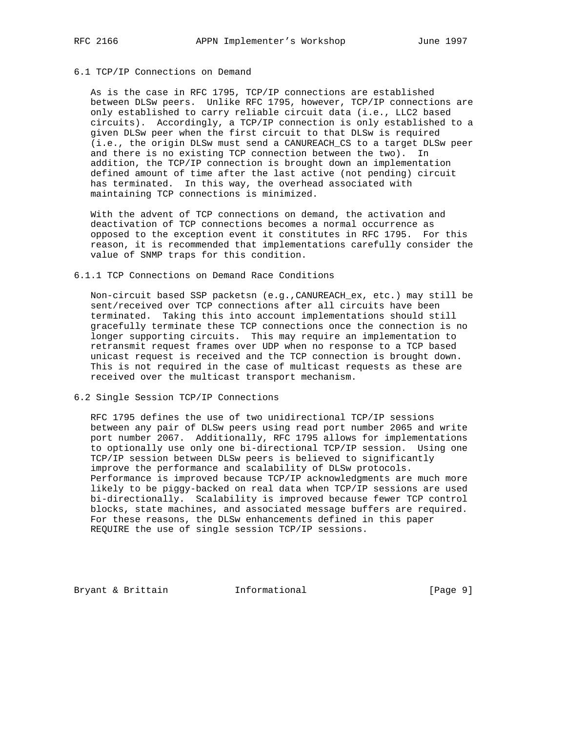### 6.1 TCP/IP Connections on Demand

As is the case in RFC 1795, TCP/IP connections are established between DLSw peers. Unlike RFC 1795, however, TCP/IP connections are only established to carry reliable circuit data (i.e., LLC2 based circuits). Accordingly, a TCP/IP connection is only established to a given DLSw peer when the first circuit to that DLSw is required (i.e., the origin DLSw must send a CANUREACH_CS to a target DLSw peer and there is no existing TCP connection between the two). In addition, the TCP/IP connection is brought down an implementation defined amount of time after the last active (not pending) circuit has terminated. In this way, the overhead associated with maintaining TCP connections is minimized.

With the advent of TCP connections on demand, the activation and deactivation of TCP connections becomes a normal occurrence as opposed to the exception event it constitutes in RFC 1795. For this reason, it is recommended that implementations carefully consider the value of SNMP traps for this condition.

#### 6.1.1 TCP Connections on Demand Race Conditions

Non-circuit based SSP packetsn (e.g.,CANUREACH_ex, etc.) may still be sent/received over TCP connections after all circuits have been terminated. Taking this into account implementations should still gracefully terminate these TCP connections once the connection is no longer supporting circuits. This may require an implementation to retransmit request frames over UDP when no response to a TCP based unicast request is received and the TCP connection is brought down. This is not required in the case of multicast requests as these are received over the multicast transport mechanism.

### 6.2 Single Session TCP/IP Connections

RFC 1795 defines the use of two unidirectional TCP/IP sessions between any pair of DLSw peers using read port number 2065 and write port number 2067. Additionally, RFC 1795 allows for implementations to optionally use only one bi-directional TCP/IP session. Using one TCP/IP session between DLSw peers is believed to significantly improve the performance and scalability of DLSw protocols. Performance is improved because TCP/IP acknowledgments are much more likely to be piggy-backed on real data when TCP/IP sessions are used bi-directionally. Scalability is improved because fewer TCP control blocks, state machines, and associated message buffers are required. For these reasons, the DLSw enhancements defined in this paper REQUIRE the use of single session TCP/IP sessions.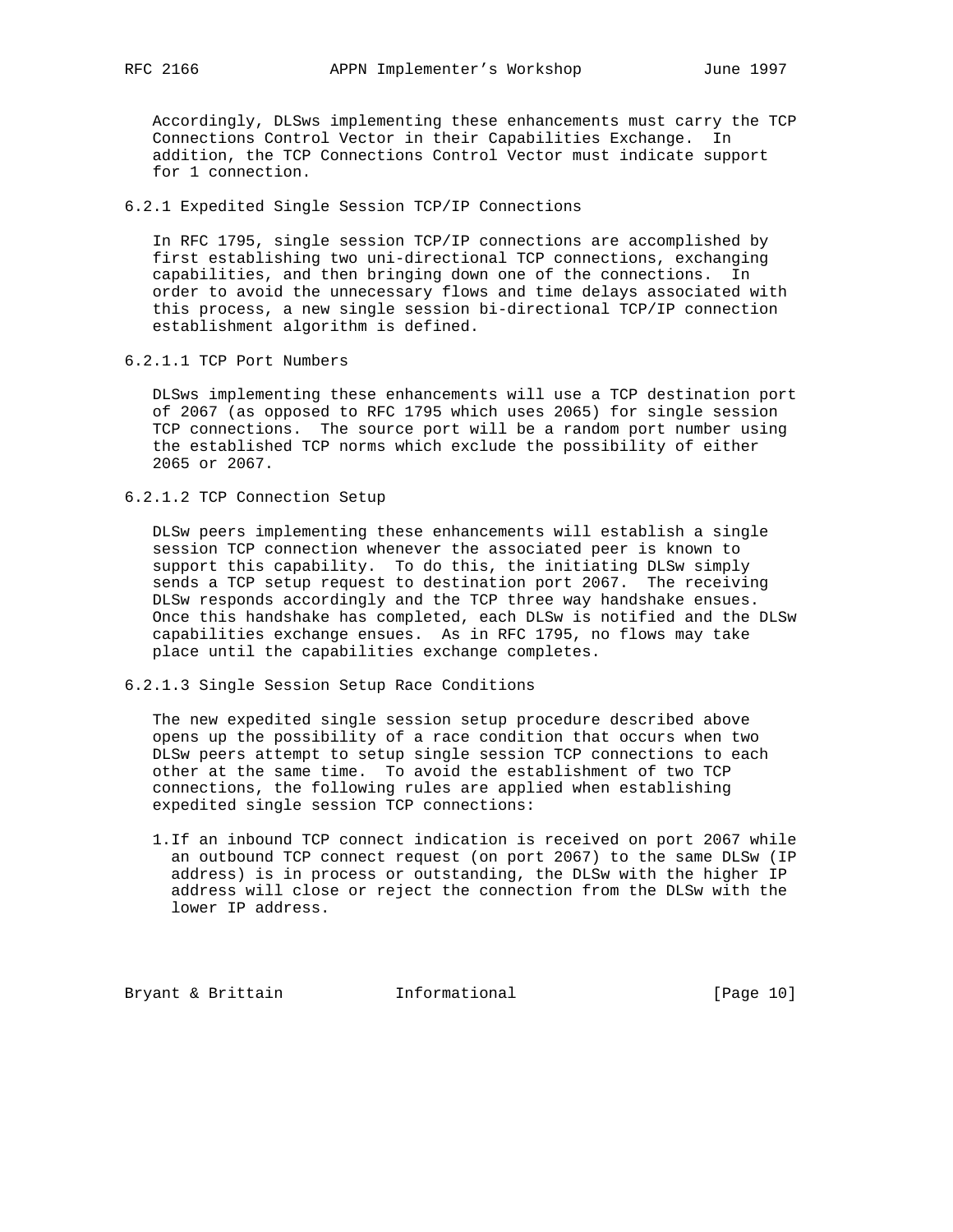Accordingly, DLSws implementing these enhancements must carry the TCP Connections Control Vector in their Capabilities Exchange. In addition, the TCP Connections Control Vector must indicate support for 1 connection.

### 6.2.1 Expedited Single Session TCP/IP Connections

In RFC 1795, single session TCP/IP connections are accomplished by first establishing two uni-directional TCP connections, exchanging capabilities, and then bringing down one of the connections. In order to avoid the unnecessary flows and time delays associated with this process, a new single session bi-directional TCP/IP connection establishment algorithm is defined.

#### 6.2.1.1 TCP Port Numbers

DLSws implementing these enhancements will use a TCP destination port of 2067 (as opposed to RFC 1795 which uses 2065) for single session TCP connections. The source port will be a random port number using the established TCP norms which exclude the possibility of either 2065 or 2067.

#### 6.2.1.2 TCP Connection Setup

DLSw peers implementing these enhancements will establish a single session TCP connection whenever the associated peer is known to support this capability. To do this, the initiating DLSw simply sends a TCP setup request to destination port 2067. The receiving DLSw responds accordingly and the TCP three way handshake ensues. Once this handshake has completed, each DLSw is notified and the DLSw capabilities exchange ensues. As in RFC 1795, no flows may take place until the capabilities exchange completes.

#### 6.2.1.3 Single Session Setup Race Conditions

The new expedited single session setup procedure described above opens up the possibility of a race condition that occurs when two DLSw peers attempt to setup single session TCP connections to each other at the same time. To avoid the establishment of two TCP connections, the following rules are applied when establishing expedited single session TCP connections:

1. If an inbound TCP connect indication is received on port 2067 while an outbound TCP connect request (on port 2067) to the same DLSw (IP address) is in process or outstanding, the DLSw with the higher IP address will close or reject the connection from the DLSw with the lower IP address.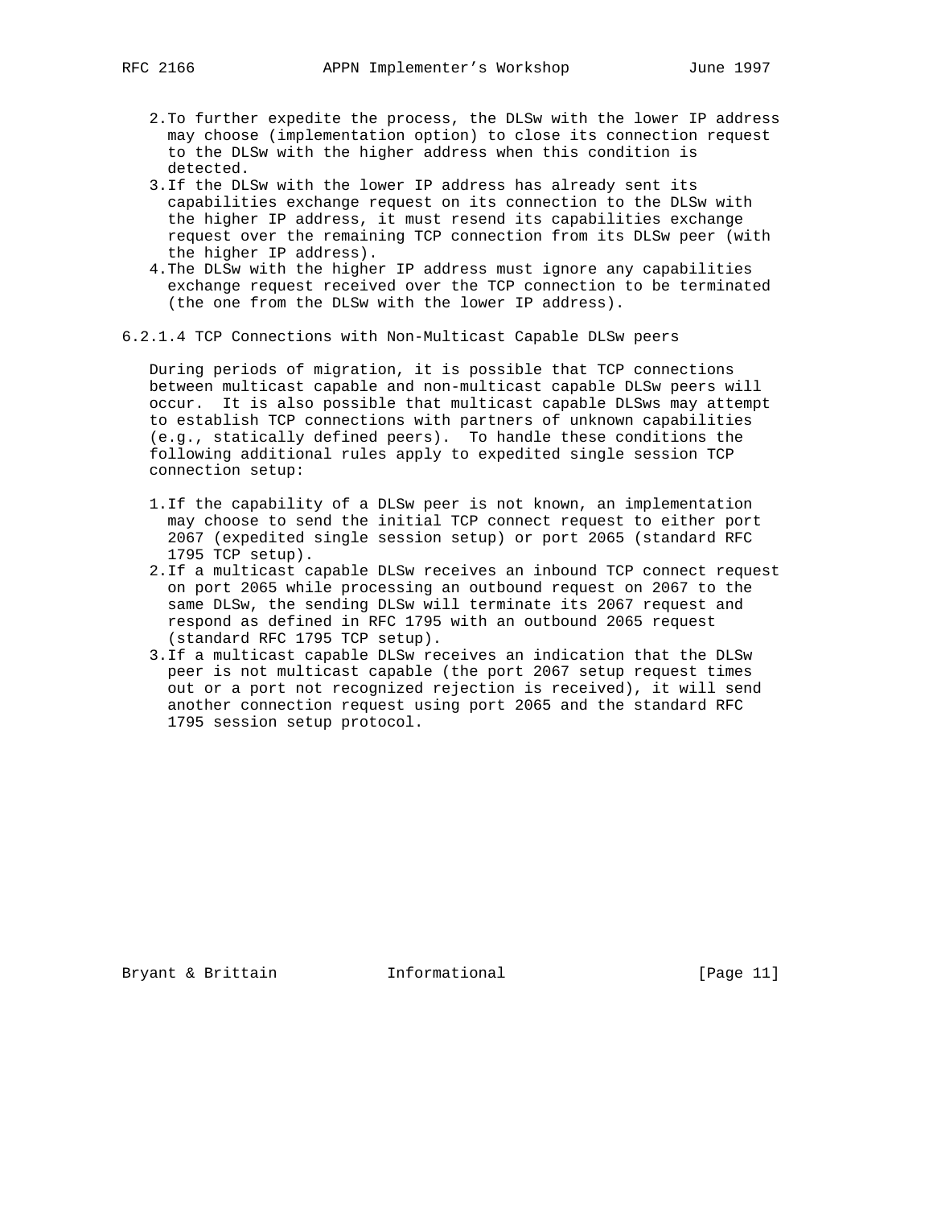2. To further expedite the process, the DLSw with the lower IP address may choose (implementation option) to close its connection request to the DLSw with the higher address when this condition is detected.
3. If the DLSw with the lower IP address has already sent its capabilities exchange request on its connection to the DLSw with the higher IP address, it must resend its capabilities exchange request over the remaining TCP connection from its DLSw peer (with the higher IP address).
4. The DLSw with the higher IP address must ignore any capabilities exchange request received over the TCP connection to be terminated (the one from the DLSw with the lower IP address).

#### 6.2.1.4 TCP Connections with Non-Multicast Capable DLSw peers

During periods of migration, it is possible that TCP connections between multicast capable and non-multicast capable DLSw peers will occur. It is also possible that multicast capable DLSws may attempt to establish TCP connections with partners of unknown capabilities (e.g., statically defined peers). To handle these conditions the following additional rules apply to expedited single session TCP connection setup:

1. If the capability of a DLSw peer is not known, an implementation may choose to send the initial TCP connect request to either port 2067 (expedited single session setup) or port 2065 (standard RFC 1795 TCP setup).
2. If a multicast capable DLSw receives an inbound TCP connect request on port 2065 while processing an outbound request on 2067 to the same DLSw, the sending DLSw will terminate its 2067 request and respond as defined in RFC 1795 with an outbound 2065 request (standard RFC 1795 TCP setup).
3. If a multicast capable DLSw receives an indication that the DLSw peer is not multicast capable (the port 2067 setup request times out or a port not recognized rejection is received), it will send another connection request using port 2065 and the standard RFC 1795 session setup protocol.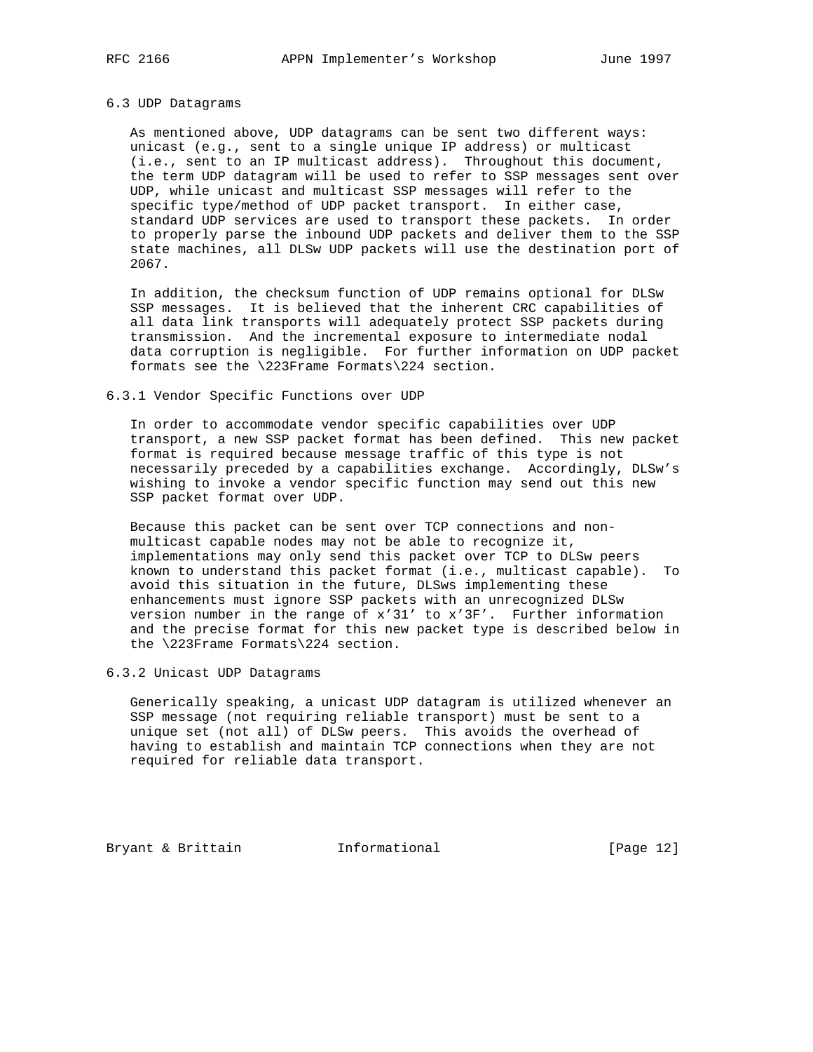### 6.3 UDP Datagrams

As mentioned above, UDP datagrams can be sent two different ways: unicast (e.g., sent to a single unique IP address) or multicast (i.e., sent to an IP multicast address). Throughout this document, the term UDP datagram will be used to refer to SSP messages sent over UDP, while unicast and multicast SSP messages will refer to the specific type/method of UDP packet transport. In either case, standard UDP services are used to transport these packets. In order to properly parse the inbound UDP packets and deliver them to the SSP state machines, all DLSw UDP packets will use the destination port of 2067.

In addition, the checksum function of UDP remains optional for DLSw SSP messages. It is believed that the inherent CRC capabilities of all data link transports will adequately protect SSP packets during transmission. And the incremental exposure to intermediate nodal data corruption is negligible. For further information on UDP packet formats see the \223Frame Formats\224 section.

#### 6.3.1 Vendor Specific Functions over UDP

In order to accommodate vendor specific capabilities over UDP transport, a new SSP packet format has been defined. This new packet format is required because message traffic of this type is not necessarily preceded by a capabilities exchange. Accordingly, DLSw's wishing to invoke a vendor specific function may send out this new SSP packet format over UDP.

Because this packet can be sent over TCP connections and non-multicast capable nodes may not be able to recognize it, implementations may only send this packet over TCP to DLSw peers known to understand this packet format (i.e., multicast capable). To avoid this situation in the future, DLSws implementing these enhancements must ignore SSP packets with an unrecognized DLSw version number in the range of x'31' to x'3F'. Further information and the precise format for this new packet type is described below in the \223Frame Formats\224 section.

#### 6.3.2 Unicast UDP Datagrams

Generically speaking, a unicast UDP datagram is utilized whenever an SSP message (not requiring reliable transport) must be sent to a unique set (not all) of DLSw peers. This avoids the overhead of having to establish and maintain TCP connections when they are not required for reliable data transport.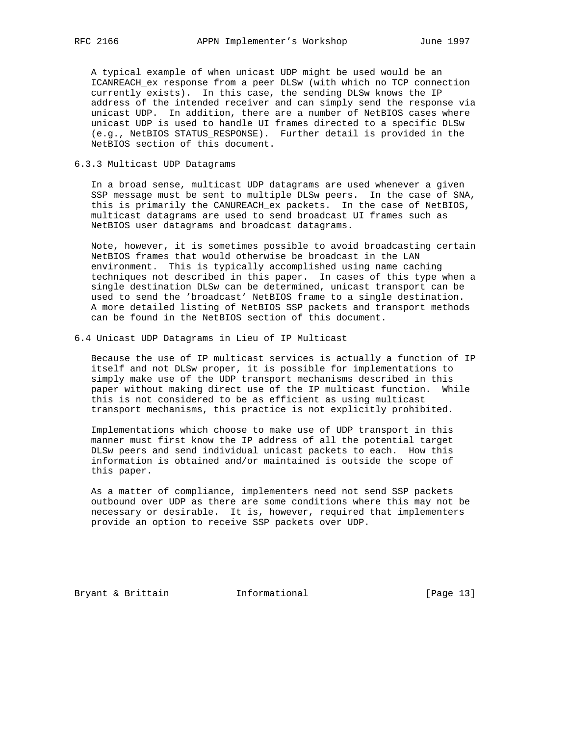A typical example of when unicast UDP might be used would be an ICANREACH_ex response from a peer DLSw (with which no TCP connection currently exists). In this case, the sending DLSw knows the IP address of the intended receiver and can simply send the response via unicast UDP. In addition, there are a number of NetBIOS cases where unicast UDP is used to handle UI frames directed to a specific DLSw (e.g., NetBIOS STATUS_RESPONSE). Further detail is provided in the NetBIOS section of this document.

### 6.3.3 Multicast UDP Datagrams

In a broad sense, multicast UDP datagrams are used whenever a given SSP message must be sent to multiple DLSw peers. In the case of SNA, this is primarily the CANUREACH_ex packets. In the case of NetBIOS, multicast datagrams are used to send broadcast UI frames such as NetBIOS user datagrams and broadcast datagrams.

Note, however, it is sometimes possible to avoid broadcasting certain NetBIOS frames that would otherwise be broadcast in the LAN environment. This is typically accomplished using name caching techniques not described in this paper. In cases of this type when a single destination DLSw can be determined, unicast transport can be used to send the 'broadcast' NetBIOS frame to a single destination. A more detailed listing of NetBIOS SSP packets and transport methods can be found in the NetBIOS section of this document.

## 6.4 Unicast UDP Datagrams in Lieu of IP Multicast

Because the use of IP multicast services is actually a function of IP itself and not DLSw proper, it is possible for implementations to simply make use of the UDP transport mechanisms described in this paper without making direct use of the IP multicast function. While this is not considered to be as efficient as using multicast transport mechanisms, this practice is not explicitly prohibited.

Implementations which choose to make use of UDP transport in this manner must first know the IP address of all the potential target DLSw peers and send individual unicast packets to each. How this information is obtained and/or maintained is outside the scope of this paper.

As a matter of compliance, implementers need not send SSP packets outbound over UDP as there are some conditions where this may not be necessary or desirable. It is, however, required that implementers provide an option to receive SSP packets over UDP.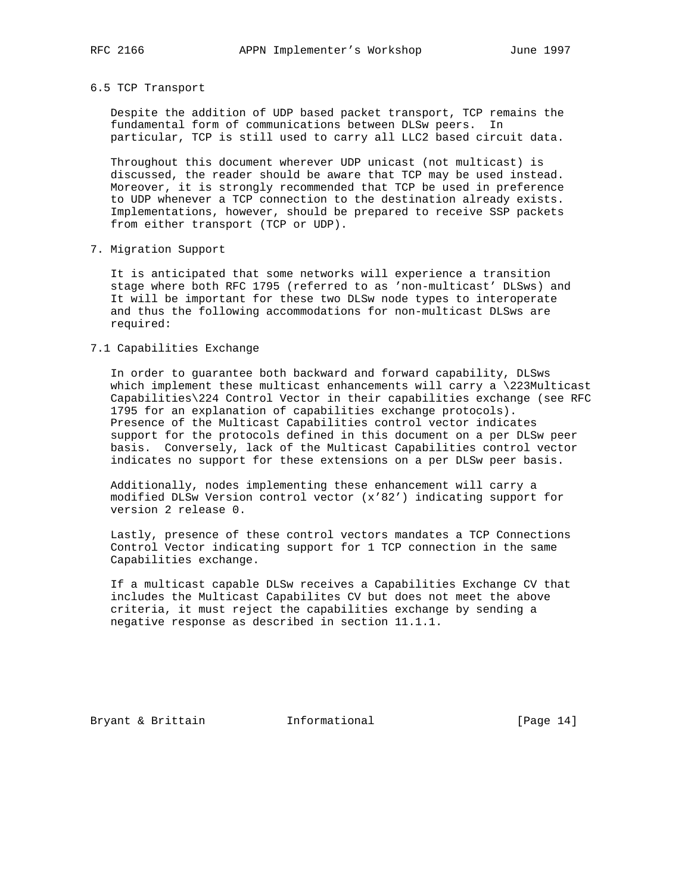## 6.5 TCP Transport

Despite the addition of UDP based packet transport, TCP remains the fundamental form of communications between DLSw peers. In particular, TCP is still used to carry all LLC2 based circuit data.

Throughout this document wherever UDP unicast (not multicast) is discussed, the reader should be aware that TCP may be used instead. Moreover, it is strongly recommended that TCP be used in preference to UDP whenever a TCP connection to the destination already exists. Implementations, however, should be prepared to receive SSP packets from either transport (TCP or UDP).

# 7. Migration Support

It is anticipated that some networks will experience a transition stage where both RFC 1795 (referred to as 'non-multicast' DLSws) and It will be important for these two DLSw node types to interoperate and thus the following accommodations for non-multicast DLSws are required:

## 7.1 Capabilities Exchange

In order to guarantee both backward and forward capability, DLSws which implement these multicast enhancements will carry a \223Multicast Capabilities\224 Control Vector in their capabilities exchange (see RFC 1795 for an explanation of capabilities exchange protocols). Presence of the Multicast Capabilities control vector indicates support for the protocols defined in this document on a per DLSw peer basis. Conversely, lack of the Multicast Capabilities control vector indicates no support for these extensions on a per DLSw peer basis.

Additionally, nodes implementing these enhancement will carry a modified DLSw Version control vector (x'82') indicating support for version 2 release 0.

Lastly, presence of these control vectors mandates a TCP Connections Control Vector indicating support for 1 TCP connection in the same Capabilities exchange.

If a multicast capable DLSw receives a Capabilities Exchange CV that includes the Multicast Capabilites CV but does not meet the above criteria, it must reject the capabilities exchange by sending a negative response as described in section 11.1.1.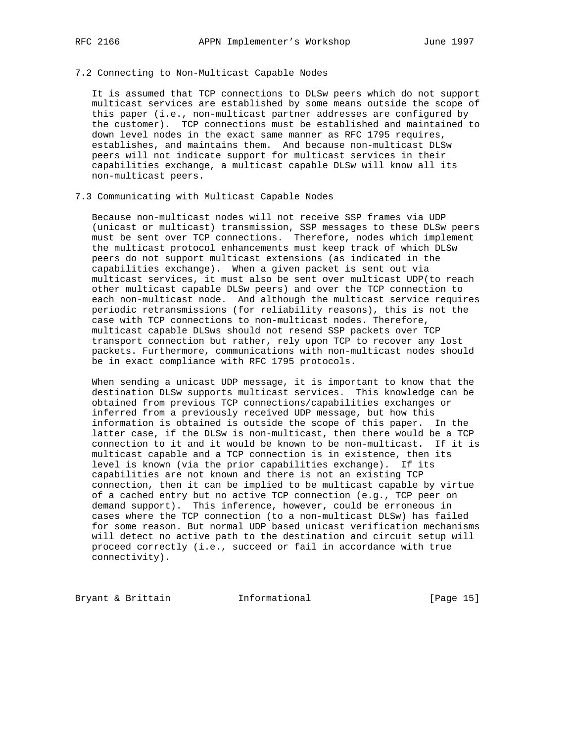## 7.2 Connecting to Non-Multicast Capable Nodes

It is assumed that TCP connections to DLSw peers which do not support multicast services are established by some means outside the scope of this paper (i.e., non-multicast partner addresses are configured by the customer). TCP connections must be established and maintained to down level nodes in the exact same manner as RFC 1795 requires, establishes, and maintains them. And because non-multicast DLSw peers will not indicate support for multicast services in their capabilities exchange, a multicast capable DLSw will know all its non-multicast peers.

## 7.3 Communicating with Multicast Capable Nodes

Because non-multicast nodes will not receive SSP frames via UDP (unicast or multicast) transmission, SSP messages to these DLSw peers must be sent over TCP connections. Therefore, nodes which implement the multicast protocol enhancements must keep track of which DLSw peers do not support multicast extensions (as indicated in the capabilities exchange). When a given packet is sent out via multicast services, it must also be sent over multicast UDP(to reach other multicast capable DLSw peers) and over the TCP connection to each non-multicast node. And although the multicast service requires periodic retransmissions (for reliability reasons), this is not the case with TCP connections to non-multicast nodes. Therefore, multicast capable DLSws should not resend SSP packets over TCP transport connection but rather, rely upon TCP to recover any lost packets. Furthermore, communications with non-multicast nodes should be in exact compliance with RFC 1795 protocols.

When sending a unicast UDP message, it is important to know that the destination DLSw supports multicast services. This knowledge can be obtained from previous TCP connections/capabilities exchanges or inferred from a previously received UDP message, but how this information is obtained is outside the scope of this paper. In the latter case, if the DLSw is non-multicast, then there would be a TCP connection to it and it would be known to be non-multicast. If it is multicast capable and a TCP connection is in existence, then its level is known (via the prior capabilities exchange). If its capabilities are not known and there is not an existing TCP connection, then it can be implied to be multicast capable by virtue of a cached entry but no active TCP connection (e.g., TCP peer on demand support). This inference, however, could be erroneous in cases where the TCP connection (to a non-multicast DLSw) has failed for some reason. But normal UDP based unicast verification mechanisms will detect no active path to the destination and circuit setup will proceed correctly (i.e., succeed or fail in accordance with true connectivity).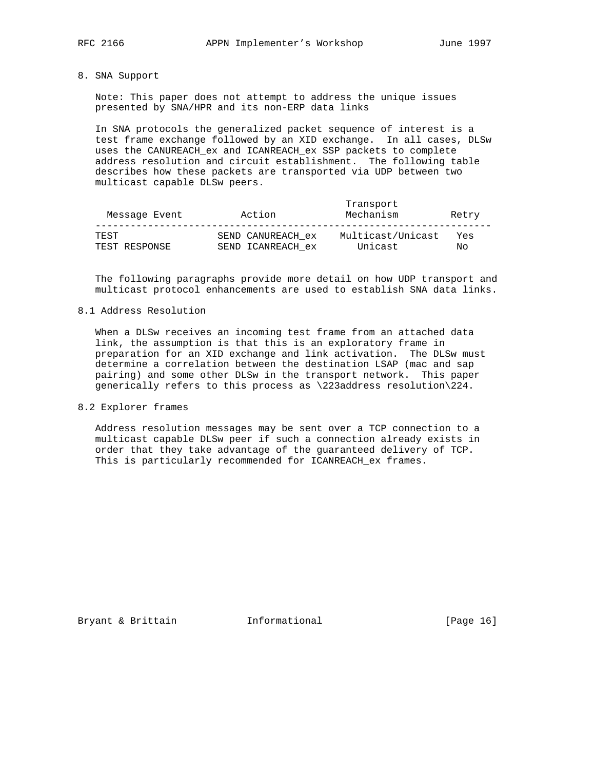## 8. SNA Support

Note: This paper does not attempt to address the unique issues presented by SNA/HPR and its non-ERP data links

In SNA protocols the generalized packet sequence of interest is a test frame exchange followed by an XID exchange. In all cases, DLSw uses the CANUREACH_ex and ICANREACH_ex SSP packets to complete address resolution and circuit establishment. The following table describes how these packets are transported via UDP between two multicast capable DLSw peers.

| Message Event | Action | Transport Mechanism | Retry |
|---|---|---|---|
| TEST | SEND CANUREACH_ex | Multicast/Unicast | Yes |
| TEST RESPONSE | SEND ICANREACH_ex | Unicast | No |

The following paragraphs provide more detail on how UDP transport and multicast protocol enhancements are used to establish SNA data links.

### 8.1 Address Resolution

When a DLSw receives an incoming test frame from an attached data link, the assumption is that this is an exploratory frame in preparation for an XID exchange and link activation. The DLSw must determine a correlation between the destination LSAP (mac and sap pairing) and some other DLSw in the transport network. This paper generically refers to this process as \223address resolution\224.

### 8.2 Explorer frames

Address resolution messages may be sent over a TCP connection to a multicast capable DLSw peer if such a connection already exists in order that they take advantage of the guaranteed delivery of TCP. This is particularly recommended for ICANREACH_ex frames.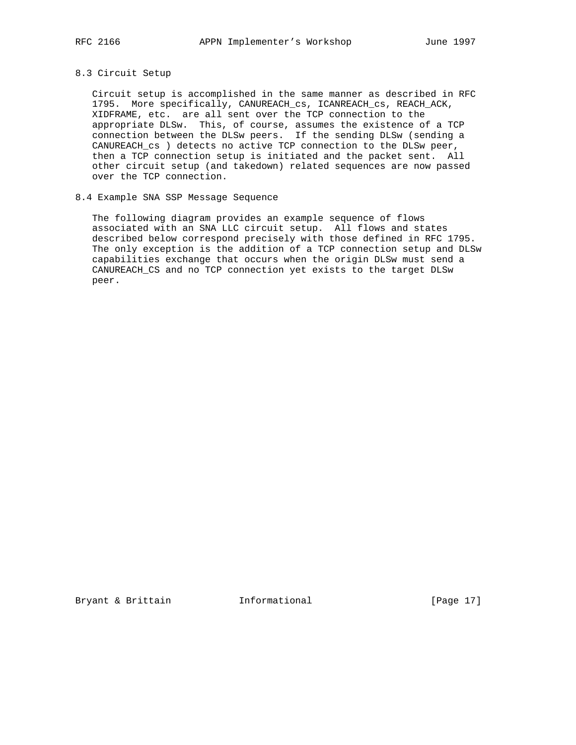### 8.3 Circuit Setup

Circuit setup is accomplished in the same manner as described in RFC 1795. More specifically, CANUREACH_cs, ICANREACH_cs, REACH_ACK, XIDFRAME, etc. are all sent over the TCP connection to the appropriate DLSw. This, of course, assumes the existence of a TCP connection between the DLSw peers. If the sending DLSw (sending a CANUREACH_cs ) detects no active TCP connection to the DLSw peer, then a TCP connection setup is initiated and the packet sent. All other circuit setup (and takedown) related sequences are now passed over the TCP connection.

### 8.4 Example SNA SSP Message Sequence

The following diagram provides an example sequence of flows associated with an SNA LLC circuit setup. All flows and states described below correspond precisely with those defined in RFC 1795. The only exception is the addition of a TCP connection setup and DLSw capabilities exchange that occurs when the origin DLSw must send a CANUREACH_CS and no TCP connection yet exists to the target DLSw peer.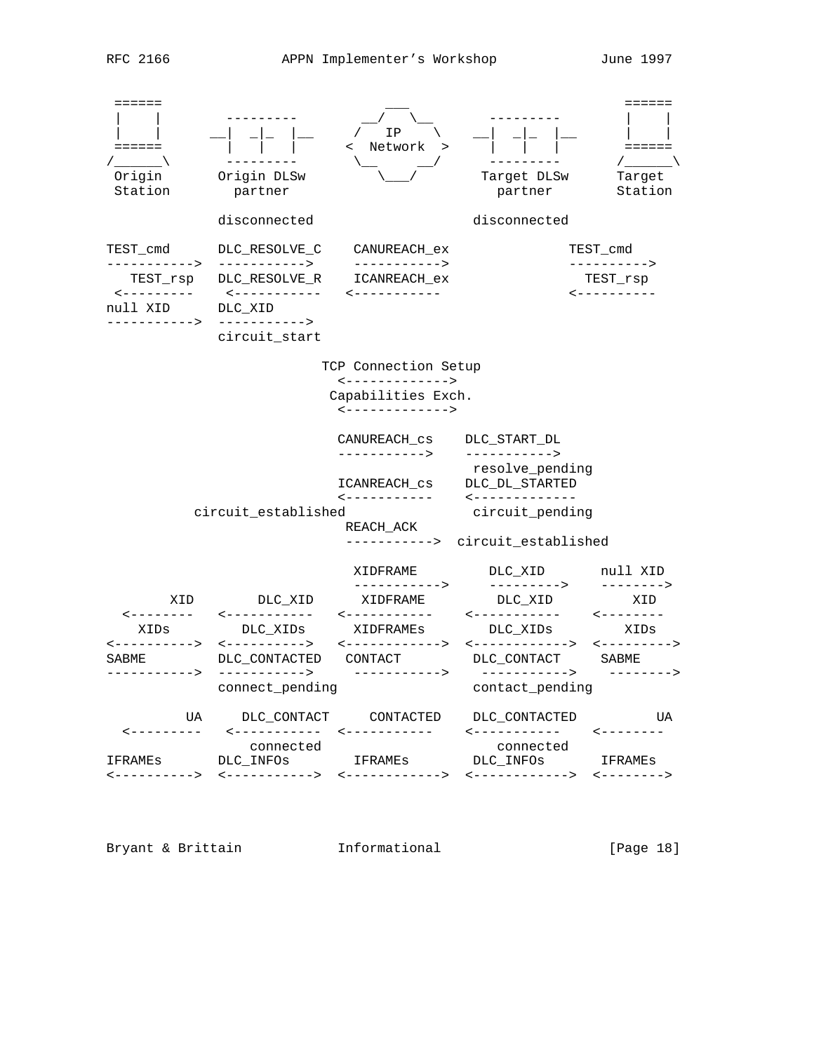```
 ======                                ___                           ======
 |    |        ---------            __/   \__        ---------       |    |
 |    |      __|  _|_  |__         /   IP    \     __|  _|_  |__     |    |
 ======        |   |   |          <  Network  >      |   |   |       ======
/______\       ---------           \__     __/       ---------      /______\
 Origin       Origin DLSw             \___/        Target DLSw      Target
 Station        partner                              partner        Station

              disconnected                        disconnected

TEST_cmd      DLC_RESOLVE_C    CANUREACH_ex                  TEST_cmd
----------->  ----------->     ----------->                  ---------->
   TEST_rsp   DLC_RESOLVE_R    ICANREACH_ex                    TEST_rsp
 <---------    <-----------   <-----------                   <----------
null XID      DLC_XID
----------->  ----------->
              circuit_start

                          TCP Connection Setup
                            <------------->
                           Capabilities Exch.
                            <------------->

                            CANUREACH_cs    DLC_START_DL
                            ----------->    ----------->
                                              resolve_pending
                            ICANREACH_cs    DLC_DL_STARTED
                            <-----------    <-------------
         circuit_established                  circuit_pending
                             REACH_ACK
                             ----------->  circuit_established

                              XIDFRAME        DLC_XID       null XID
                              ----------->     --------->    -------->
        XID        DLC_XID      XIDFRAME        DLC_XID          XID
  <--------   <-----------   <-----------    <-----------    <--------
    XIDs        DLC_XIDs      XIDFRAMEs       DLC_XIDs        XIDs
<----------->  <----------->   <------------>  <------------>  <--------->
SABME         DLC_CONTACTED   CONTACT         DLC_CONTACT     SABME
----------->  ----------->     ----------->    ----------->    -------->
              connect_pending                 contact_pending

          UA     DLC_CONTACT     CONTACTED    DLC_CONTACTED          UA
  <---------   <-----------   <-----------    <-----------    <--------
                 connected                       connected
IFRAMEs       DLC_INFOs       IFRAMEs        DLC_INFOs       IFRAMEs
<----------->  <----------->   <------------>  <------------>  <-------->
```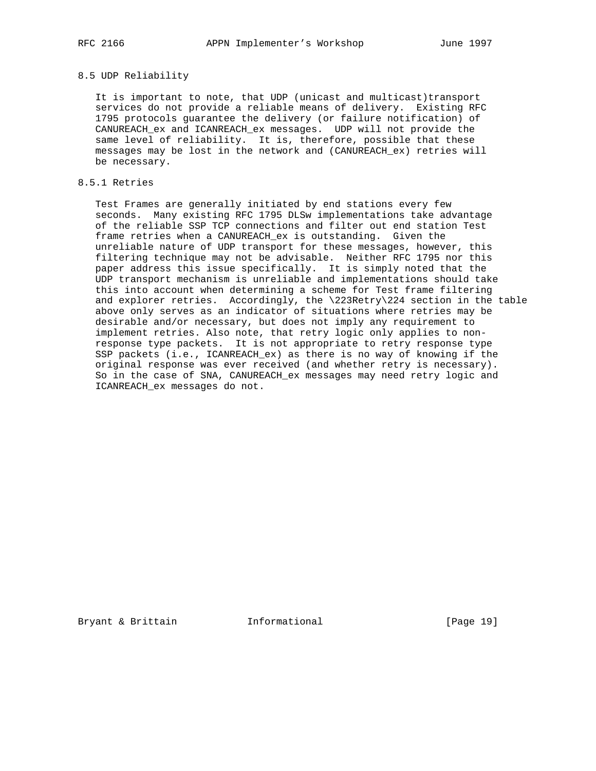## 8.5 UDP Reliability

It is important to note, that UDP (unicast and multicast)transport services do not provide a reliable means of delivery. Existing RFC 1795 protocols guarantee the delivery (or failure notification) of CANUREACH_ex and ICANREACH_ex messages. UDP will not provide the same level of reliability. It is, therefore, possible that these messages may be lost in the network and (CANUREACH_ex) retries will be necessary.

### 8.5.1 Retries

Test Frames are generally initiated by end stations every few seconds. Many existing RFC 1795 DLSw implementations take advantage of the reliable SSP TCP connections and filter out end station Test frame retries when a CANUREACH_ex is outstanding. Given the unreliable nature of UDP transport for these messages, however, this filtering technique may not be advisable. Neither RFC 1795 nor this paper address this issue specifically. It is simply noted that the UDP transport mechanism is unreliable and implementations should take this into account when determining a scheme for Test frame filtering and explorer retries. Accordingly, the \223Retry\224 section in the table above only serves as an indicator of situations where retries may be desirable and/or necessary, but does not imply any requirement to implement retries. Also note, that retry logic only applies to non-response type packets. It is not appropriate to retry response type SSP packets (i.e., ICANREACH_ex) as there is no way of knowing if the original response was ever received (and whether retry is necessary). So in the case of SNA, CANUREACH_ex messages may need retry logic and ICANREACH_ex messages do not.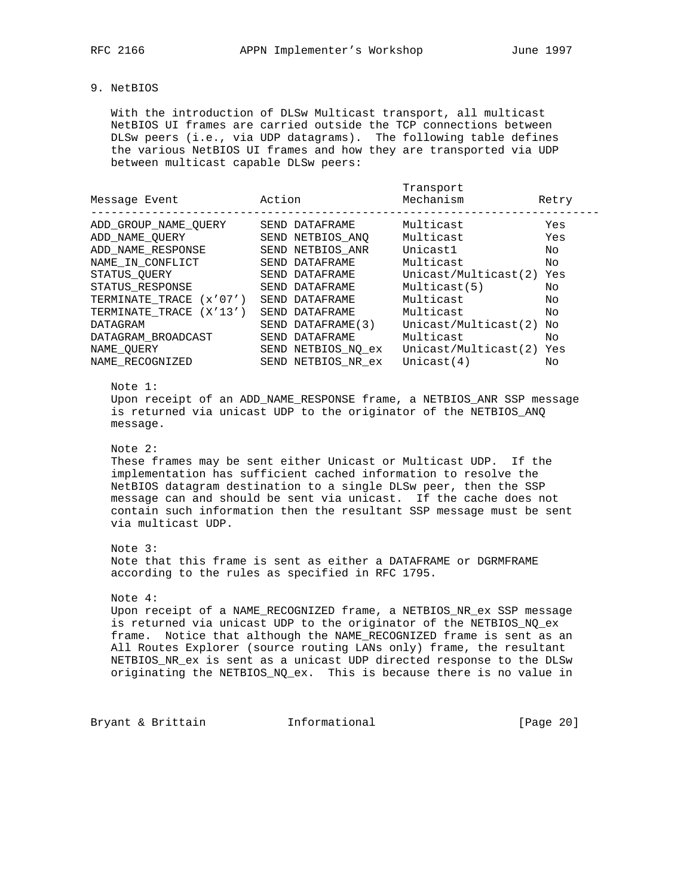## 9. NetBIOS

With the introduction of DLSw Multicast transport, all multicast NetBIOS UI frames are carried outside the TCP connections between DLSw peers (i.e., via UDP datagrams). The following table defines the various NetBIOS UI frames and how they are transported via UDP between multicast capable DLSw peers:

| Message Event | Action | Transport Mechanism | Retry |
|---|---|---|---|
| ADD_GROUP_NAME_QUERY | SEND DATAFRAME | Multicast | Yes |
| ADD_NAME_QUERY | SEND NETBIOS_ANQ | Multicast | Yes |
| ADD_NAME_RESPONSE | SEND NETBIOS_ANR | Unicast1 | No |
| NAME_IN_CONFLICT | SEND DATAFRAME | Multicast | No |
| STATUS_QUERY | SEND DATAFRAME | Unicast/Multicast(2) | Yes |
| STATUS_RESPONSE | SEND DATAFRAME | Multicast(5) | No |
| TERMINATE_TRACE (x'07') | SEND DATAFRAME | Multicast | No |
| TERMINATE_TRACE (X'13') | SEND DATAFRAME | Multicast | No |
| DATAGRAM | SEND DATAFRAME(3) | Unicast/Multicast(2) | No |
| DATAGRAM_BROADCAST | SEND DATAFRAME | Multicast | No |
| NAME_QUERY | SEND NETBIOS_NQ_ex | Unicast/Multicast(2) | Yes |
| NAME_RECOGNIZED | SEND NETBIOS_NR_ex | Unicast(4) | No |

Note 1:
Upon receipt of an ADD_NAME_RESPONSE frame, a NETBIOS_ANR SSP message is returned via unicast UDP to the originator of the NETBIOS_ANQ message.

Note 2:
These frames may be sent either Unicast or Multicast UDP. If the implementation has sufficient cached information to resolve the NetBIOS datagram destination to a single DLSw peer, then the SSP message can and should be sent via unicast. If the cache does not contain such information then the resultant SSP message must be sent via multicast UDP.

Note 3:
Note that this frame is sent as either a DATAFRAME or DGRMFRAME according to the rules as specified in RFC 1795.

Note 4:
Upon receipt of a NAME_RECOGNIZED frame, a NETBIOS_NR_ex SSP message is returned via unicast UDP to the originator of the NETBIOS_NQ_ex frame. Notice that although the NAME_RECOGNIZED frame is sent as an All Routes Explorer (source routing LANs only) frame, the resultant NETBIOS_NR_ex is sent as a unicast UDP directed response to the DLSw originating the NETBIOS_NQ_ex. This is because there is no value in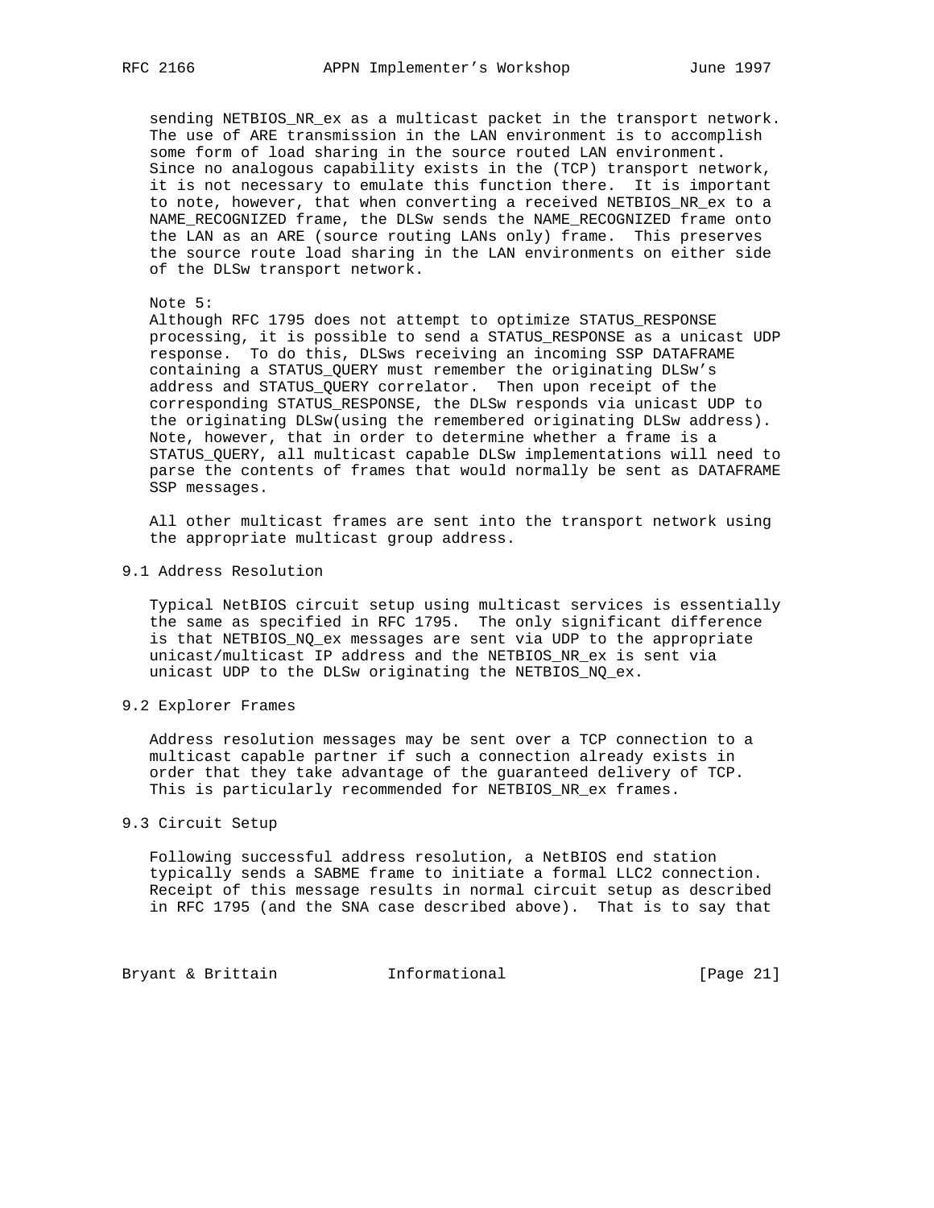sending NETBIOS_NR_ex as a multicast packet in the transport network. The use of ARE transmission in the LAN environment is to accomplish some form of load sharing in the source routed LAN environment. Since no analogous capability exists in the (TCP) transport network, it is not necessary to emulate this function there. It is important to note, however, that when converting a received NETBIOS_NR_ex to a NAME_RECOGNIZED frame, the DLSw sends the NAME_RECOGNIZED frame onto the LAN as an ARE (source routing LANs only) frame. This preserves the source route load sharing in the LAN environments on either side of the DLSw transport network.

Note 5:
Although RFC 1795 does not attempt to optimize STATUS_RESPONSE processing, it is possible to send a STATUS_RESPONSE as a unicast UDP response. To do this, DLSws receiving an incoming SSP DATAFRAME containing a STATUS_QUERY must remember the originating DLSw's address and STATUS_QUERY correlator. Then upon receipt of the corresponding STATUS_RESPONSE, the DLSw responds via unicast UDP to the originating DLSw(using the remembered originating DLSw address). Note, however, that in order to determine whether a frame is a STATUS_QUERY, all multicast capable DLSw implementations will need to parse the contents of frames that would normally be sent as DATAFRAME SSP messages.

All other multicast frames are sent into the transport network using the appropriate multicast group address.

## 9.1 Address Resolution

Typical NetBIOS circuit setup using multicast services is essentially the same as specified in RFC 1795. The only significant difference is that NETBIOS_NQ_ex messages are sent via UDP to the appropriate unicast/multicast IP address and the NETBIOS_NR_ex is sent via unicast UDP to the DLSw originating the NETBIOS_NQ_ex.

## 9.2 Explorer Frames

Address resolution messages may be sent over a TCP connection to a multicast capable partner if such a connection already exists in order that they take advantage of the guaranteed delivery of TCP. This is particularly recommended for NETBIOS_NR_ex frames.

## 9.3 Circuit Setup

Following successful address resolution, a NetBIOS end station typically sends a SABME frame to initiate a formal LLC2 connection. Receipt of this message results in normal circuit setup as described in RFC 1795 (and the SNA case described above). That is to say that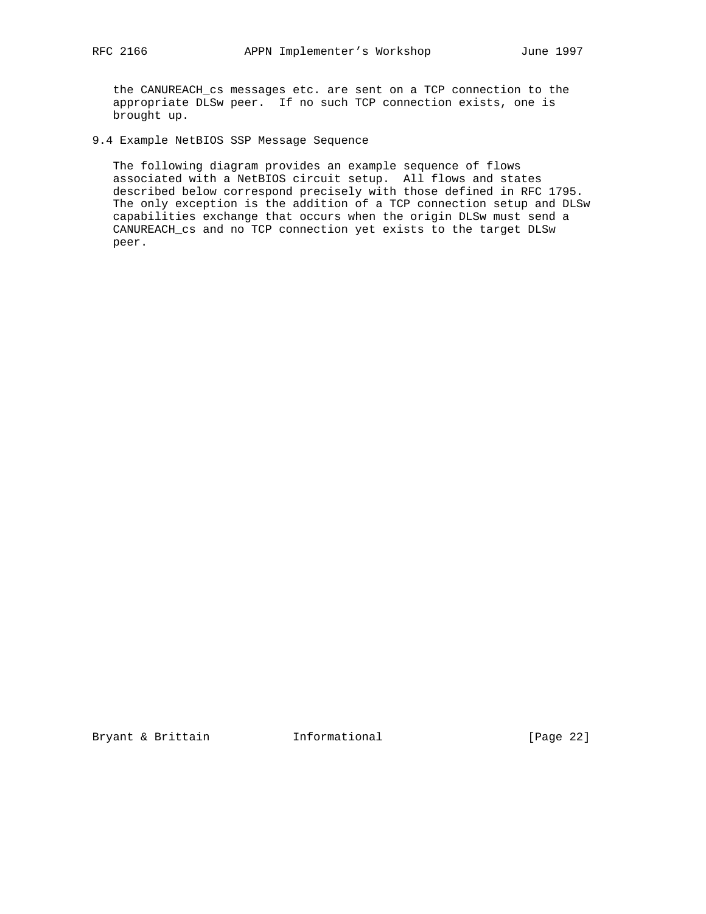the CANUREACH_cs messages etc. are sent on a TCP connection to the appropriate DLSw peer. If no such TCP connection exists, one is brought up.

## 9.4 Example NetBIOS SSP Message Sequence

The following diagram provides an example sequence of flows associated with a NetBIOS circuit setup. All flows and states described below correspond precisely with those defined in RFC 1795. The only exception is the addition of a TCP connection setup and DLSw capabilities exchange that occurs when the origin DLSw must send a CANUREACH_cs and no TCP connection yet exists to the target DLSw peer.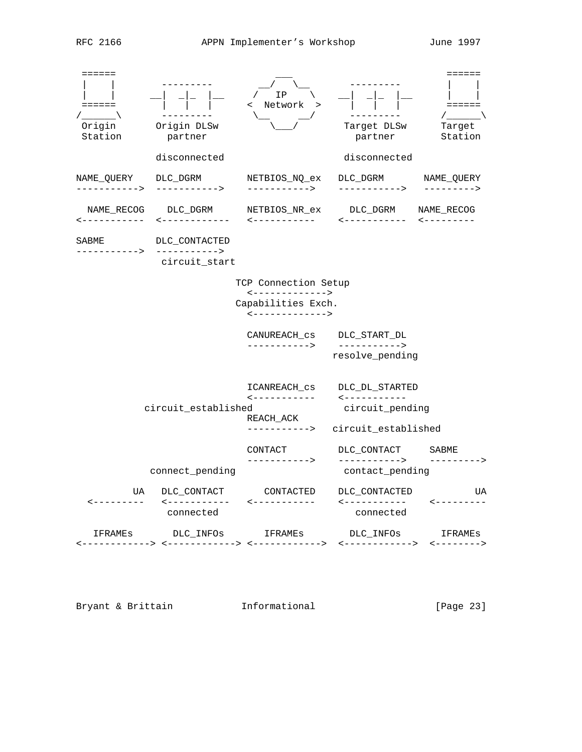```
 ======                                ___                               ======
 |    |        ---------            __/   \__        ---------          |    |
 |    |      __|  _|_  |__         /   IP     \    __|  _|_  |__        |    |
 ======        |   |   |          <  Network  >      |   |   |          ======
/______\       ---------           \__       __/     ---------         /______\
 Origin       Origin DLSw             \___/         Target DLSw        Target
 Station        partner                               partner          Station

              disconnected                         disconnected

NAME_QUERY    DLC_DGRM        NETBIOS_NQ_ex   DLC_DGRM       NAME_QUERY
----------->  ----------->    ----------->    ----------->   --------->

  NAME_RECOG    DLC_DGRM      NETBIOS_NR_ex     DLC_DGRM    NAME_RECOG
<-----------  <------------   <-----------    <-----------  <---------

SABME         DLC_CONTACTED
----------->  ----------->
               circuit_start

                            TCP Connection Setup
                              <------------->
                            Capabilities Exch.
                              <------------->

                              CANUREACH_cs    DLC_START_DL
                              ----------->    ----------->
                                             resolve_pending


                              ICANREACH_cs    DLC_DL_STARTED
                              <-----------    <-----------
            circuit_established                circuit_pending
                              REACH_ACK
                              ----------->   circuit_established

                              CONTACT         DLC_CONTACT     SABME
                              ----------->    ----------->    --------->
             connect_pending                   contact_pending

         UA   DLC_CONTACT       CONTACTED    DLC_CONTACTED           UA
  <---------   <-----------   <-----------    <-----------    <---------
               connected                        connected

   IFRAMEs       DLC_INFOs       IFRAMEs        DLC_INFOs       IFRAMEs
<------------> <------------> <------------>  <------------>  <-------->
```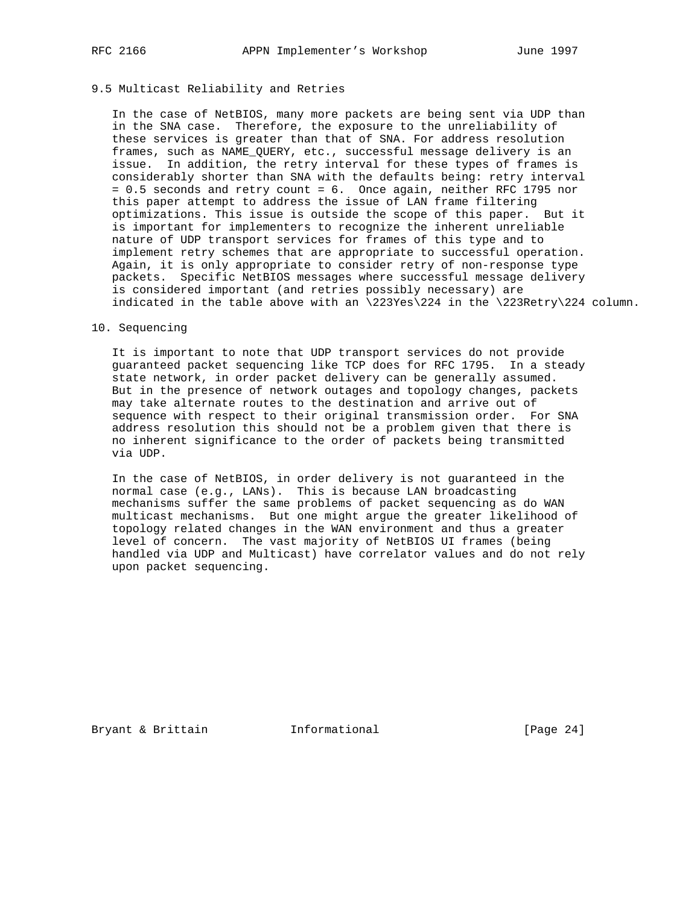## 9.5 Multicast Reliability and Retries

In the case of NetBIOS, many more packets are being sent via UDP than in the SNA case. Therefore, the exposure to the unreliability of these services is greater than that of SNA. For address resolution frames, such as NAME_QUERY, etc., successful message delivery is an issue. In addition, the retry interval for these types of frames is considerably shorter than SNA with the defaults being: retry interval = 0.5 seconds and retry count = 6. Once again, neither RFC 1795 nor this paper attempt to address the issue of LAN frame filtering optimizations. This issue is outside the scope of this paper. But it is important for implementers to recognize the inherent unreliable nature of UDP transport services for frames of this type and to implement retry schemes that are appropriate to successful operation. Again, it is only appropriate to consider retry of non-response type packets. Specific NetBIOS messages where successful message delivery is considered important (and retries possibly necessary) are indicated in the table above with an \223Yes\224 in the \223Retry\224 column.

# 10. Sequencing

It is important to note that UDP transport services do not provide guaranteed packet sequencing like TCP does for RFC 1795. In a steady state network, in order packet delivery can be generally assumed. But in the presence of network outages and topology changes, packets may take alternate routes to the destination and arrive out of sequence with respect to their original transmission order. For SNA address resolution this should not be a problem given that there is no inherent significance to the order of packets being transmitted via UDP.

In the case of NetBIOS, in order delivery is not guaranteed in the normal case (e.g., LANs). This is because LAN broadcasting mechanisms suffer the same problems of packet sequencing as do WAN multicast mechanisms. But one might argue the greater likelihood of topology related changes in the WAN environment and thus a greater level of concern. The vast majority of NetBIOS UI frames (being handled via UDP and Multicast) have correlator values and do not rely upon packet sequencing.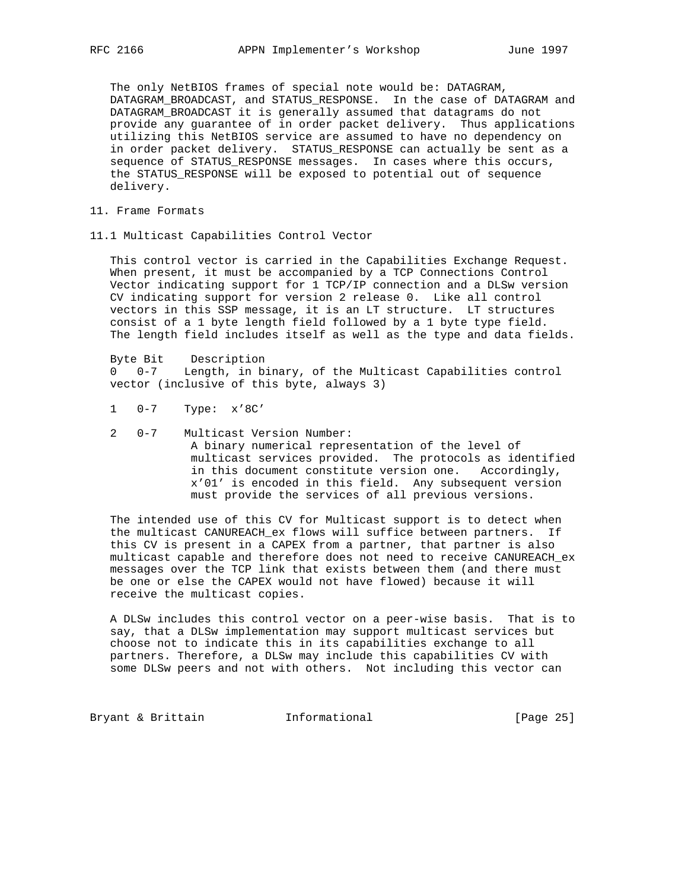The only NetBIOS frames of special note would be: DATAGRAM, DATAGRAM_BROADCAST, and STATUS_RESPONSE. In the case of DATAGRAM and DATAGRAM_BROADCAST it is generally assumed that datagrams do not provide any guarantee of in order packet delivery. Thus applications utilizing this NetBIOS service are assumed to have no dependency on in order packet delivery. STATUS_RESPONSE can actually be sent as a sequence of STATUS_RESPONSE messages. In cases where this occurs, the STATUS_RESPONSE will be exposed to potential out of sequence delivery.

## 11. Frame Formats

### 11.1 Multicast Capabilities Control Vector

This control vector is carried in the Capabilities Exchange Request. When present, it must be accompanied by a TCP Connections Control Vector indicating support for 1 TCP/IP connection and a DLSw version CV indicating support for version 2 release 0. Like all control vectors in this SSP message, it is an LT structure. LT structures consist of a 1 byte length field followed by a 1 byte type field. The length field includes itself as well as the type and data fields.

```
Byte Bit    Description
0   0-7    Length, in binary, of the Multicast Capabilities control
vector (inclusive of this byte, always 3)

1   0-7    Type:  x'8C'

2   0-7    Multicast Version Number:
            A binary numerical representation of the level of
            multicast services provided.  The protocols as identified
            in this document constitute version one.   Accordingly,
            x'01' is encoded in this field.  Any subsequent version
            must provide the services of all previous versions.
```

The intended use of this CV for Multicast support is to detect when the multicast CANUREACH_ex flows will suffice between partners. If this CV is present in a CAPEX from a partner, that partner is also multicast capable and therefore does not need to receive CANUREACH_ex messages over the TCP link that exists between them (and there must be one or else the CAPEX would not have flowed) because it will receive the multicast copies.

A DLSw includes this control vector on a peer-wise basis. That is to say, that a DLSw implementation may support multicast services but choose not to indicate this in its capabilities exchange to all partners. Therefore, a DLSw may include this capabilities CV with some DLSw peers and not with others. Not including this vector can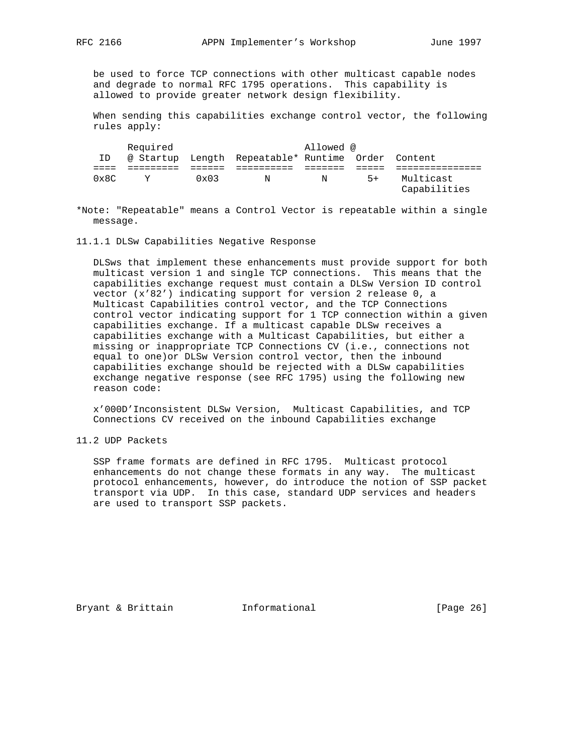be used to force TCP connections with other multicast capable nodes and degrade to normal RFC 1795 operations. This capability is allowed to provide greater network design flexibility.

When sending this capabilities exchange control vector, the following rules apply:

| ID | Required @ Startup | Length | Repeatable* | Allowed @ Runtime | Order | Content |
|---|---|---|---|---|---|---|
| 0x8C | Y | 0x03 | N | N | 5+ | Multicast Capabilities |

*Note: "Repeatable" means a Control Vector is repeatable within a single message.

### 11.1.1 DLSw Capabilities Negative Response

DLSws that implement these enhancements must provide support for both multicast version 1 and single TCP connections. This means that the capabilities exchange request must contain a DLSw Version ID control vector (x'82') indicating support for version 2 release 0, a Multicast Capabilities control vector, and the TCP Connections control vector indicating support for 1 TCP connection within a given capabilities exchange. If a multicast capable DLSw receives a capabilities exchange with a Multicast Capabilities, but either a missing or inappropriate TCP Connections CV (i.e., connections not equal to one)or DLSw Version control vector, then the inbound capabilities exchange should be rejected with a DLSw capabilities exchange negative response (see RFC 1795) using the following new reason code:

x'000D'Inconsistent DLSw Version, Multicast Capabilities, and TCP Connections CV received on the inbound Capabilities exchange

## 11.2 UDP Packets

SSP frame formats are defined in RFC 1795. Multicast protocol enhancements do not change these formats in any way. The multicast protocol enhancements, however, do introduce the notion of SSP packet transport via UDP. In this case, standard UDP services and headers are used to transport SSP packets.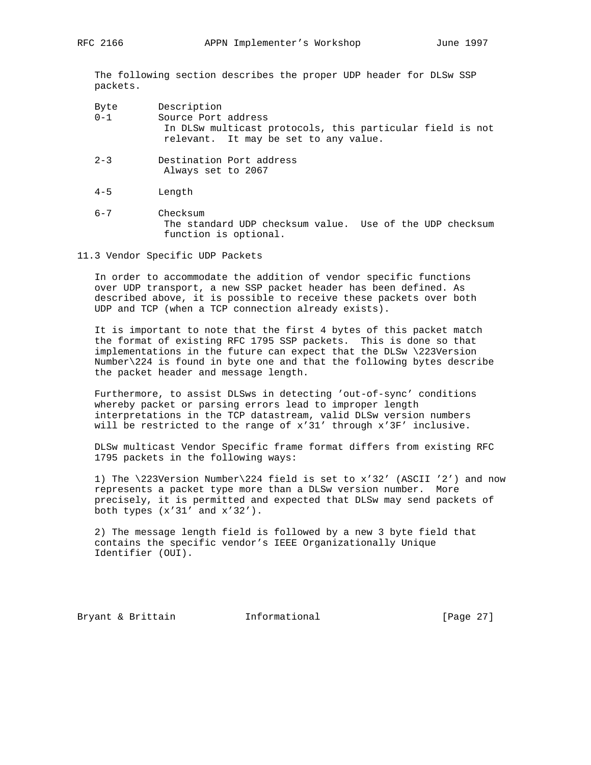The following section describes the proper UDP header for DLSw SSP packets.

| Byte | Description |
| --- | --- |
| 0-1 | Source Port address<br>In DLSw multicast protocols, this particular field is not relevant. It may be set to any value. |
| 2-3 | Destination Port address<br>Always set to 2067 |
| 4-5 | Length |
| 6-7 | Checksum<br>The standard UDP checksum value. Use of the UDP checksum function is optional. |

## 11.3 Vendor Specific UDP Packets

In order to accommodate the addition of vendor specific functions over UDP transport, a new SSP packet header has been defined. As described above, it is possible to receive these packets over both UDP and TCP (when a TCP connection already exists).

It is important to note that the first 4 bytes of this packet match the format of existing RFC 1795 SSP packets. This is done so that implementations in the future can expect that the DLSw \223Version Number\224 is found in byte one and that the following bytes describe the packet header and message length.

Furthermore, to assist DLSws in detecting 'out-of-sync' conditions whereby packet or parsing errors lead to improper length interpretations in the TCP datastream, valid DLSw version numbers will be restricted to the range of x'31' through x'3F' inclusive.

DLSw multicast Vendor Specific frame format differs from existing RFC 1795 packets in the following ways:

1) The \223Version Number\224 field is set to x'32' (ASCII '2') and now represents a packet type more than a DLSw version number. More precisely, it is permitted and expected that DLSw may send packets of both types (x'31' and x'32').

2) The message length field is followed by a new 3 byte field that contains the specific vendor's IEEE Organizationally Unique Identifier (OUI).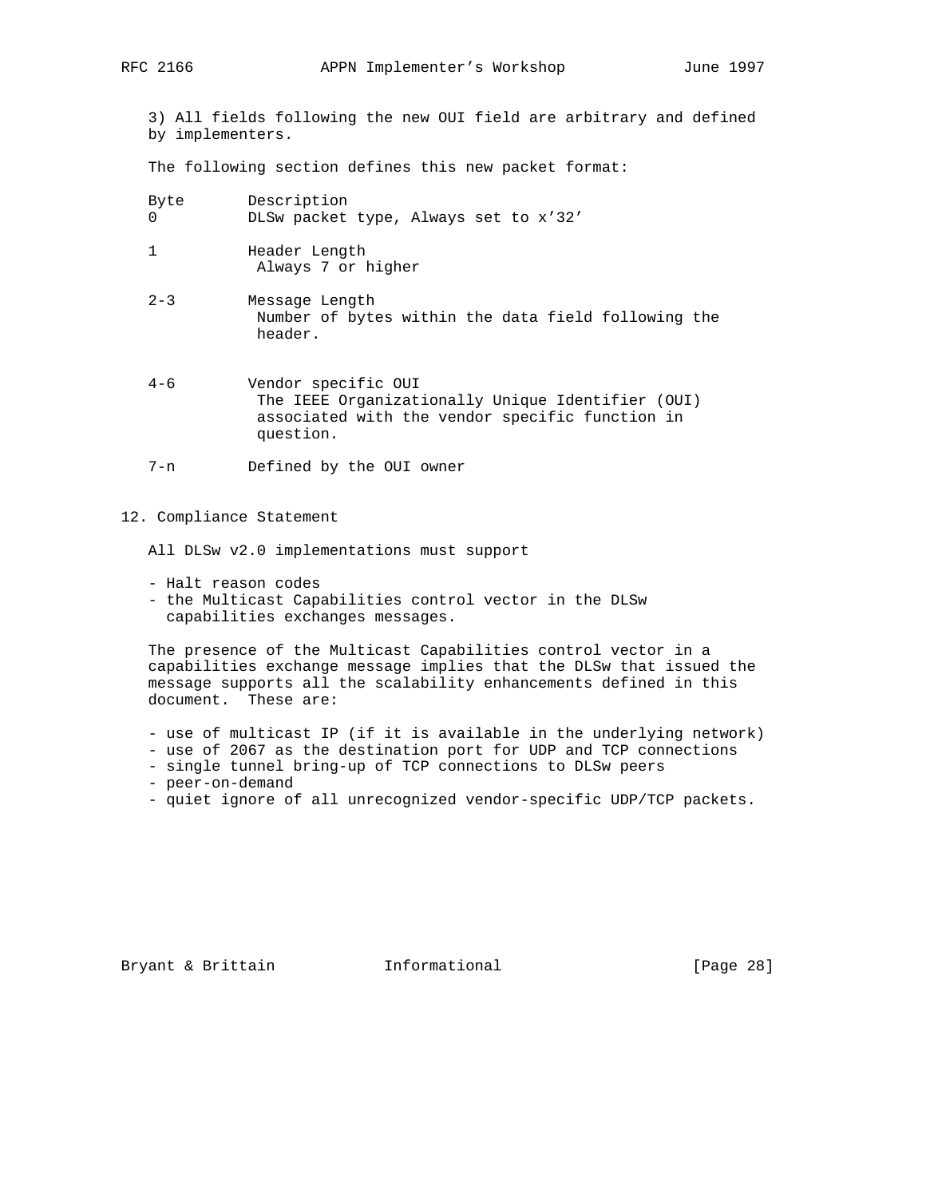3) All fields following the new OUI field are arbitrary and defined by implementers.

The following section defines this new packet format:

| Byte | Description |
| --- | --- |
| 0 | DLSw packet type, Always set to x'32' |
| 1 | Header Length<br>Always 7 or higher |
| 2-3 | Message Length<br>Number of bytes within the data field following the header. |
| 4-6 | Vendor specific OUI<br>The IEEE Organizationally Unique Identifier (OUI) associated with the vendor specific function in question. |
| 7-n | Defined by the OUI owner |

## 12. Compliance Statement

All DLSw v2.0 implementations must support

- Halt reason codes
- the Multicast Capabilities control vector in the DLSw capabilities exchanges messages.

The presence of the Multicast Capabilities control vector in a capabilities exchange message implies that the DLSw that issued the message supports all the scalability enhancements defined in this document. These are:

- use of multicast IP (if it is available in the underlying network)
- use of 2067 as the destination port for UDP and TCP connections
- single tunnel bring-up of TCP connections to DLSw peers
- peer-on-demand
- quiet ignore of all unrecognized vendor-specific UDP/TCP packets.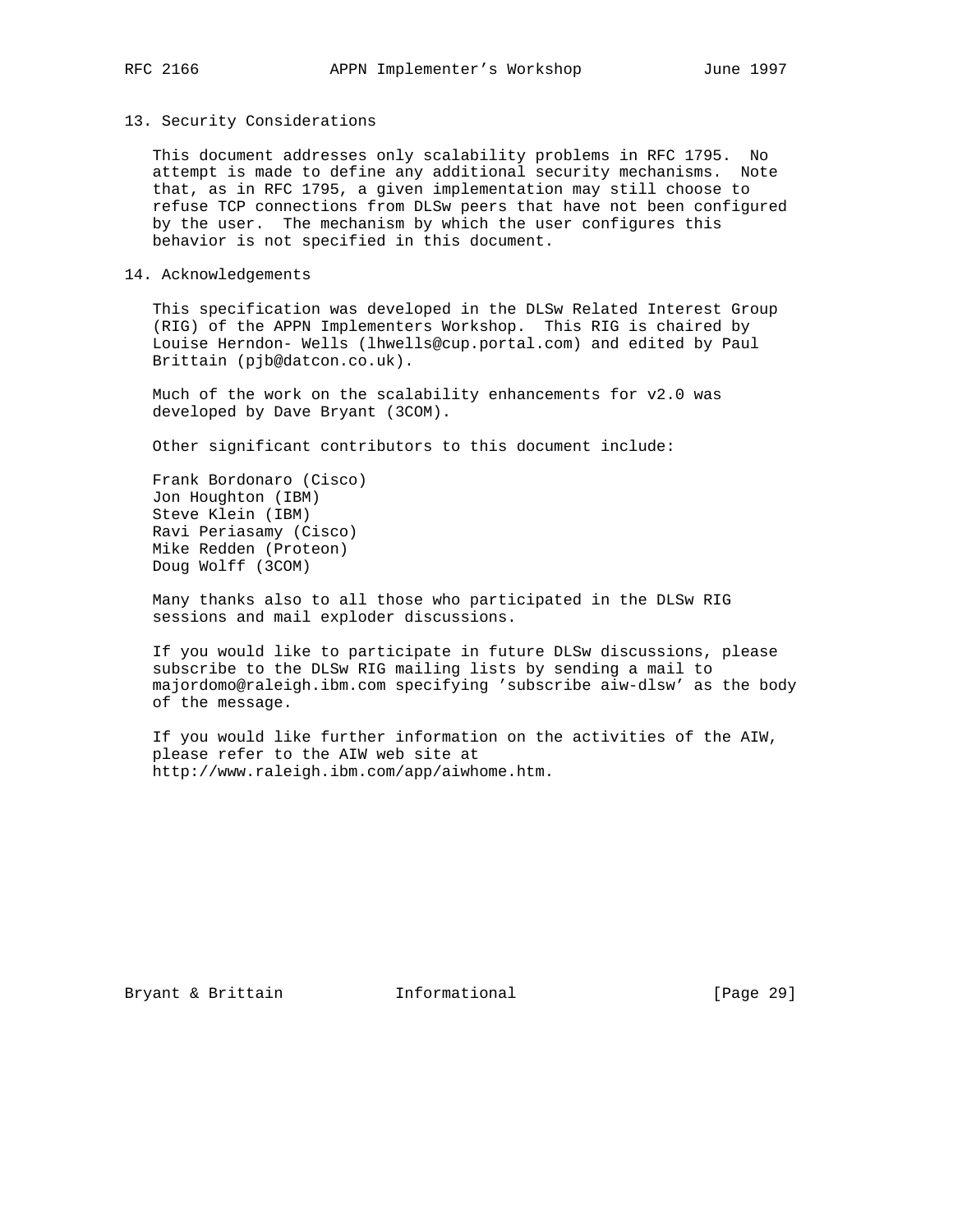## 13. Security Considerations

This document addresses only scalability problems in RFC 1795. No attempt is made to define any additional security mechanisms. Note that, as in RFC 1795, a given implementation may still choose to refuse TCP connections from DLSw peers that have not been configured by the user. The mechanism by which the user configures this behavior is not specified in this document.

## 14. Acknowledgements

This specification was developed in the DLSw Related Interest Group (RIG) of the APPN Implementers Workshop. This RIG is chaired by Louise Herndon- Wells (lhwells@cup.portal.com) and edited by Paul Brittain (pjb@datcon.co.uk).

Much of the work on the scalability enhancements for v2.0 was developed by Dave Bryant (3COM).

Other significant contributors to this document include:

Frank Bordonaro (Cisco)
Jon Houghton (IBM)
Steve Klein (IBM)
Ravi Periasamy (Cisco)
Mike Redden (Proteon)
Doug Wolff (3COM)

Many thanks also to all those who participated in the DLSw RIG sessions and mail exploder discussions.

If you would like to participate in future DLSw discussions, please subscribe to the DLSw RIG mailing lists by sending a mail to majordomo@raleigh.ibm.com specifying 'subscribe aiw-dlsw' as the body of the message.

If you would like further information on the activities of the AIW, please refer to the AIW web site at http://www.raleigh.ibm.com/app/aiwhome.htm.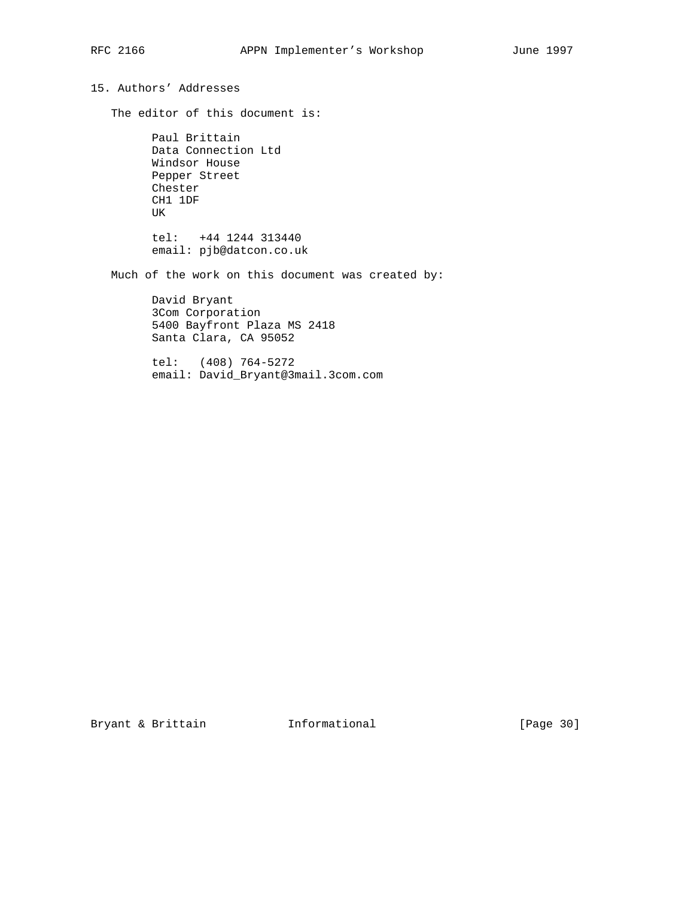## 15. Authors' Addresses

The editor of this document is:

Paul Brittain
Data Connection Ltd
Windsor House
Pepper Street
Chester
CH1 1DF
UK

tel: +44 1244 313440
email: pjb@datcon.co.uk

Much of the work on this document was created by:

David Bryant
3Com Corporation
5400 Bayfront Plaza MS 2418
Santa Clara, CA 95052

tel: (408) 764-5272
email: David_Bryant@3mail.3com.com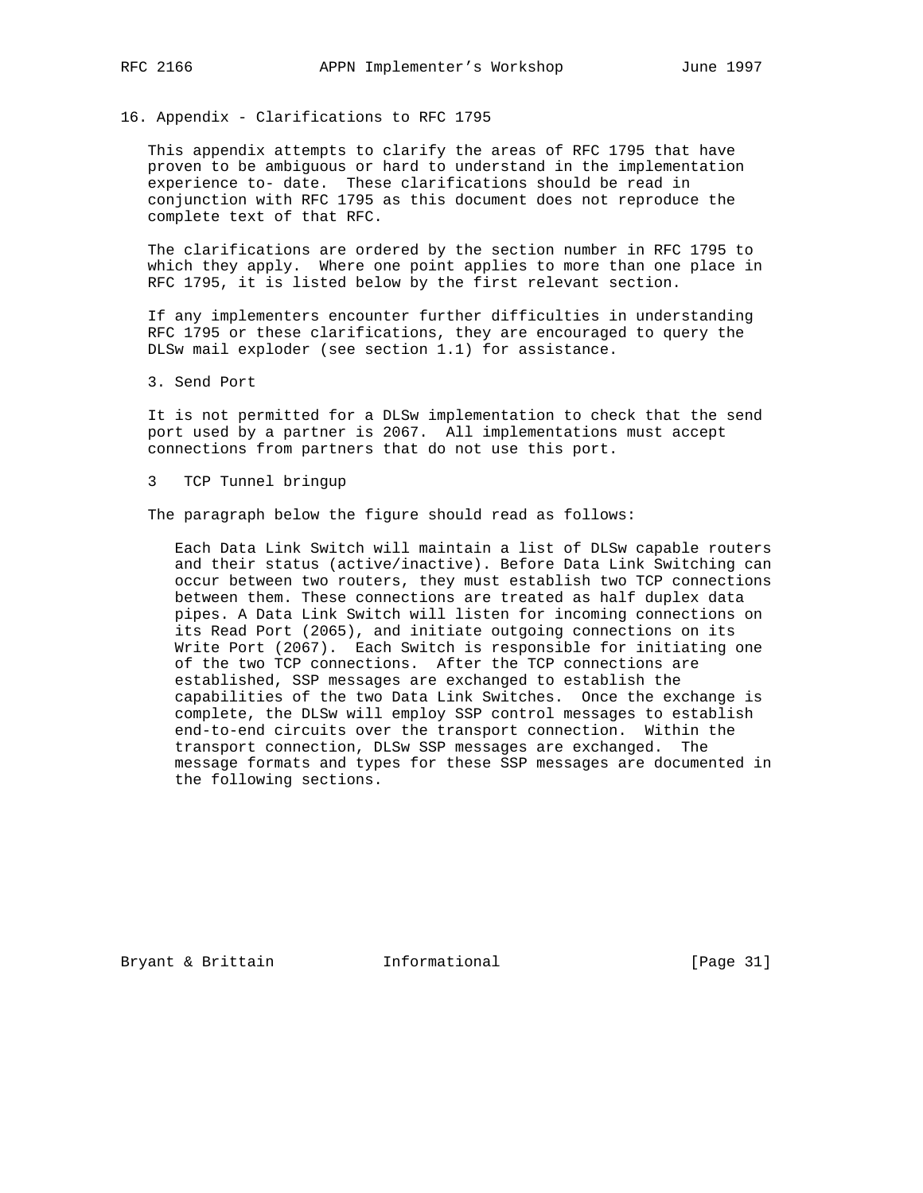## 16. Appendix - Clarifications to RFC 1795

This appendix attempts to clarify the areas of RFC 1795 that have proven to be ambiguous or hard to understand in the implementation experience to- date. These clarifications should be read in conjunction with RFC 1795 as this document does not reproduce the complete text of that RFC.

The clarifications are ordered by the section number in RFC 1795 to which they apply. Where one point applies to more than one place in RFC 1795, it is listed below by the first relevant section.

If any implementers encounter further difficulties in understanding RFC 1795 or these clarifications, they are encouraged to query the DLSw mail exploder (see section 1.1) for assistance.

### 3. Send Port

It is not permitted for a DLSw implementation to check that the send port used by a partner is 2067. All implementations must accept connections from partners that do not use this port.

### 3 TCP Tunnel bringup

The paragraph below the figure should read as follows:

> Each Data Link Switch will maintain a list of DLSw capable routers and their status (active/inactive). Before Data Link Switching can occur between two routers, they must establish two TCP connections between them. These connections are treated as half duplex data pipes. A Data Link Switch will listen for incoming connections on its Read Port (2065), and initiate outgoing connections on its Write Port (2067). Each Switch is responsible for initiating one of the two TCP connections. After the TCP connections are established, SSP messages are exchanged to establish the capabilities of the two Data Link Switches. Once the exchange is complete, the DLSw will employ SSP control messages to establish end-to-end circuits over the transport connection. Within the transport connection, DLSw SSP messages are exchanged. The message formats and types for these SSP messages are documented in the following sections.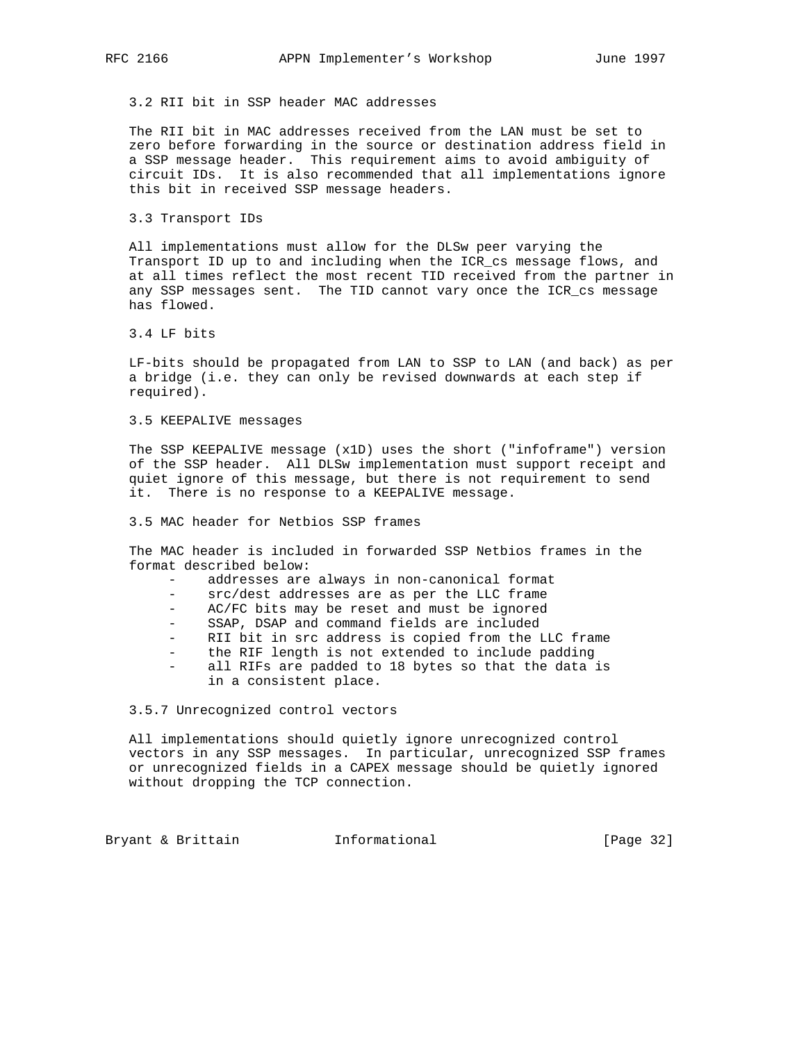### 3.2 RII bit in SSP header MAC addresses

The RII bit in MAC addresses received from the LAN must be set to zero before forwarding in the source or destination address field in a SSP message header. This requirement aims to avoid ambiguity of circuit IDs. It is also recommended that all implementations ignore this bit in received SSP message headers.

### 3.3 Transport IDs

All implementations must allow for the DLSw peer varying the Transport ID up to and including when the ICR_cs message flows, and at all times reflect the most recent TID received from the partner in any SSP messages sent. The TID cannot vary once the ICR_cs message has flowed.

### 3.4 LF bits

LF-bits should be propagated from LAN to SSP to LAN (and back) as per a bridge (i.e. they can only be revised downwards at each step if required).

### 3.5 KEEPALIVE messages

The SSP KEEPALIVE message (x1D) uses the short ("infoframe") version of the SSP header. All DLSw implementation must support receipt and quiet ignore of this message, but there is not requirement to send it. There is no response to a KEEPALIVE message.

### 3.5 MAC header for Netbios SSP frames

The MAC header is included in forwarded SSP Netbios frames in the format described below:

- addresses are always in non-canonical format
- src/dest addresses are as per the LLC frame
- AC/FC bits may be reset and must be ignored
- SSAP, DSAP and command fields are included
- RII bit in src address is copied from the LLC frame
- the RIF length is not extended to include padding
- all RIFs are padded to 18 bytes so that the data is in a consistent place.

### 3.5.7 Unrecognized control vectors

All implementations should quietly ignore unrecognized control vectors in any SSP messages. In particular, unrecognized SSP frames or unrecognized fields in a CAPEX message should be quietly ignored without dropping the TCP connection.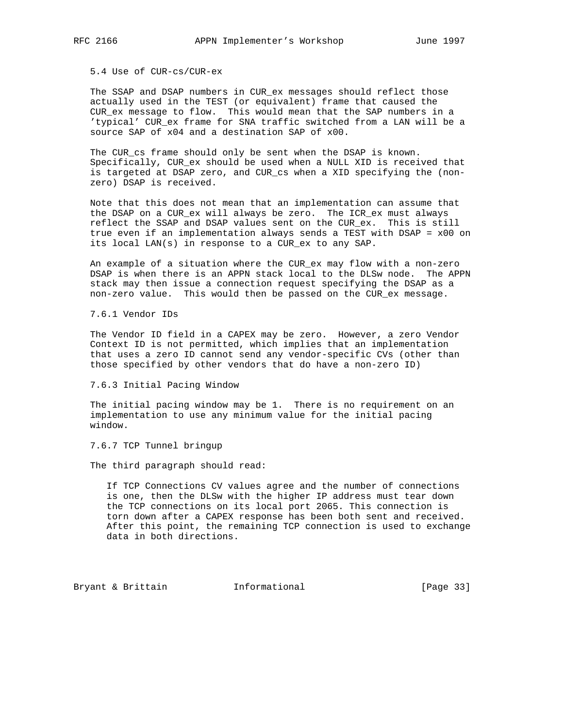### 5.4 Use of CUR-cs/CUR-ex

The SSAP and DSAP numbers in CUR_ex messages should reflect those actually used in the TEST (or equivalent) frame that caused the CUR_ex message to flow. This would mean that the SAP numbers in a 'typical' CUR_ex frame for SNA traffic switched from a LAN will be a source SAP of x04 and a destination SAP of x00.

The CUR_cs frame should only be sent when the DSAP is known. Specifically, CUR_ex should be used when a NULL XID is received that is targeted at DSAP zero, and CUR_cs when a XID specifying the (non-zero) DSAP is received.

Note that this does not mean that an implementation can assume that the DSAP on a CUR_ex will always be zero. The ICR_ex must always reflect the SSAP and DSAP values sent on the CUR_ex. This is still true even if an implementation always sends a TEST with DSAP = x00 on its local LAN(s) in response to a CUR_ex to any SAP.

An example of a situation where the CUR_ex may flow with a non-zero DSAP is when there is an APPN stack local to the DLSw node. The APPN stack may then issue a connection request specifying the DSAP as a non-zero value. This would then be passed on the CUR_ex message.

### 7.6.1 Vendor IDs

The Vendor ID field in a CAPEX may be zero. However, a zero Vendor Context ID is not permitted, which implies that an implementation that uses a zero ID cannot send any vendor-specific CVs (other than those specified by other vendors that do have a non-zero ID)

### 7.6.3 Initial Pacing Window

The initial pacing window may be 1. There is no requirement on an implementation to use any minimum value for the initial pacing window.

### 7.6.7 TCP Tunnel bringup

The third paragraph should read:

> If TCP Connections CV values agree and the number of connections is one, then the DLSw with the higher IP address must tear down the TCP connections on its local port 2065. This connection is torn down after a CAPEX response has been both sent and received. After this point, the remaining TCP connection is used to exchange data in both directions.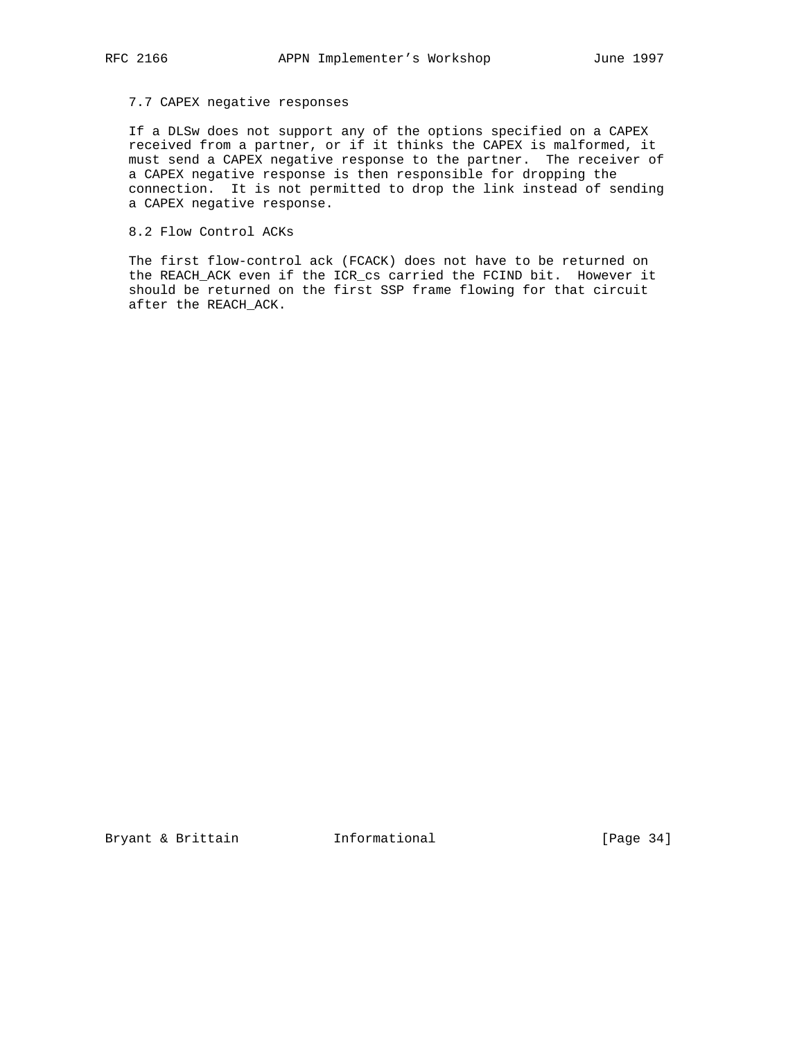### 7.7 CAPEX negative responses

If a DLSw does not support any of the options specified on a CAPEX received from a partner, or if it thinks the CAPEX is malformed, it must send a CAPEX negative response to the partner. The receiver of a CAPEX negative response is then responsible for dropping the connection. It is not permitted to drop the link instead of sending a CAPEX negative response.

### 8.2 Flow Control ACKs

The first flow-control ack (FCACK) does not have to be returned on the REACH_ACK even if the ICR_cs carried the FCIND bit. However it should be returned on the first SSP frame flowing for that circuit after the REACH_ACK.